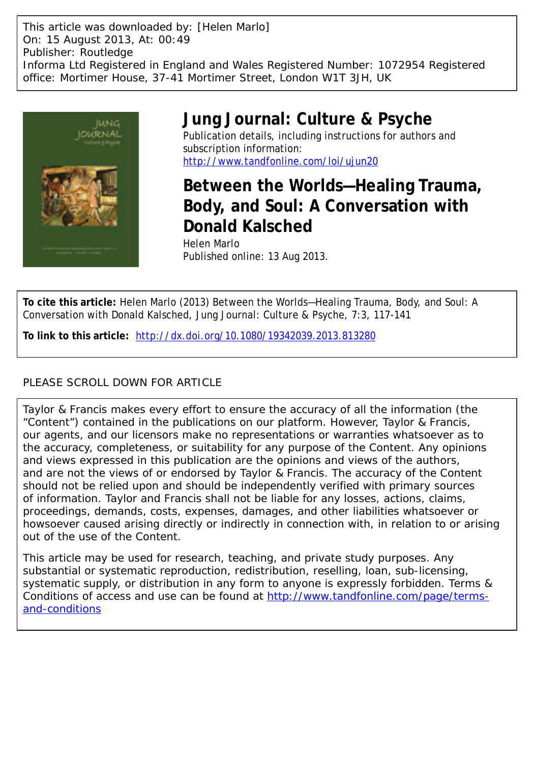This article was downloaded by: [Helen Marlo]
On: 15 August 2013, At: 00:49
Publisher: Routledge
Informa Ltd Registered in England and Wales Registered Number: 1072954 Registered office: Mortimer House, 37-41 Mortimer Street, London W1T 3JH, UK

# Jung Journal: Culture & Psyche

Publication details, including instructions for authors and subscription information:
http://www.tandfonline.com/loi/ujun20

# Between the Worlds—Healing Trauma, Body, and Soul: A Conversation with Donald Kalsched

Helen Marlo
Published online: 13 Aug 2013.

**To cite this article:** Helen Marlo (2013) Between the Worlds—Healing Trauma, Body, and Soul: A Conversation with Donald Kalsched, Jung Journal: Culture & Psyche, 7:3, 117-141

**To link to this article:** http://dx.doi.org/10.1080/19342039.2013.813280

PLEASE SCROLL DOWN FOR ARTICLE

Taylor & Francis makes every effort to ensure the accuracy of all the information (the "Content") contained in the publications on our platform. However, Taylor & Francis, our agents, and our licensors make no representations or warranties whatsoever as to the accuracy, completeness, or suitability for any purpose of the Content. Any opinions and views expressed in this publication are the opinions and views of the authors, and are not the views of or endorsed by Taylor & Francis. The accuracy of the Content should not be relied upon and should be independently verified with primary sources of information. Taylor and Francis shall not be liable for any losses, actions, claims, proceedings, demands, costs, expenses, damages, and other liabilities whatsoever or howsoever caused arising directly or indirectly in connection with, in relation to or arising out of the use of the Content.

This article may be used for research, teaching, and private study purposes. Any substantial or systematic reproduction, redistribution, reselling, loan, sub-licensing, systematic supply, or distribution in any form to anyone is expressly forbidden. Terms & Conditions of access and use can be found at http://www.tandfonline.com/page/terms-and-conditions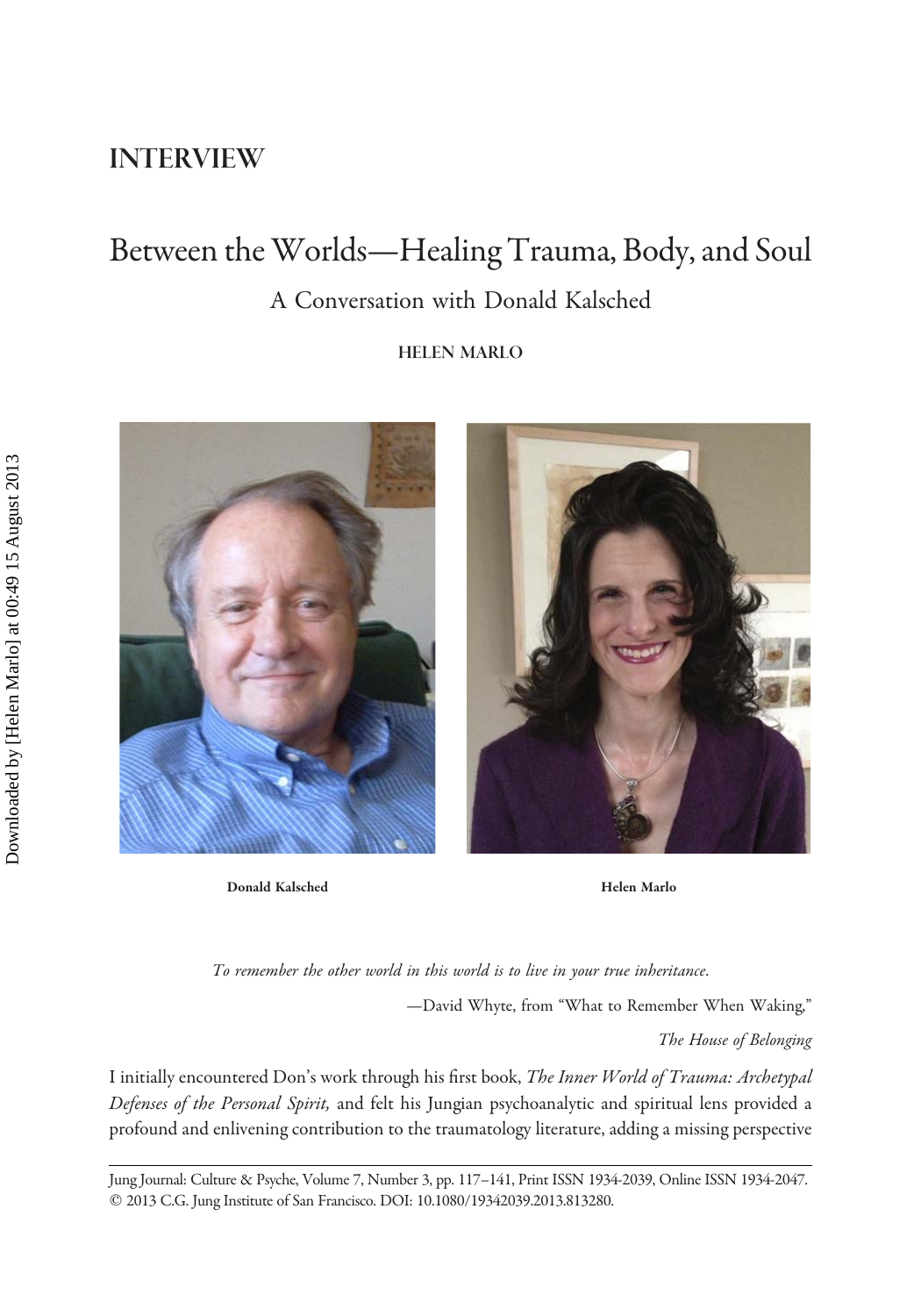# INTERVIEW

## Between the Worlds—Healing Trauma, Body, and Soul

### A Conversation with Donald Kalsched

**HELEN MARLO**

**Donald Kalsched** **Helen Marlo**

*To remember the other world in this world is to live in your true inheritance.*

—David Whyte, from "What to Remember When Waking,"

*The House of Belonging*

I initially encountered Don's work through his first book, *The Inner World of Trauma: Archetypal Defenses of the Personal Spirit,* and felt his Jungian psychoanalytic and spiritual lens provided a profound and enlivening contribution to the traumatology literature, adding a missing perspective

Jung Journal: Culture & Psyche, Volume 7, Number 3, pp. 117–141, Print ISSN 1934-2039, Online ISSN 1934-2047. © 2013 C.G. Jung Institute of San Francisco. DOI: 10.1080/19342039.2013.813280.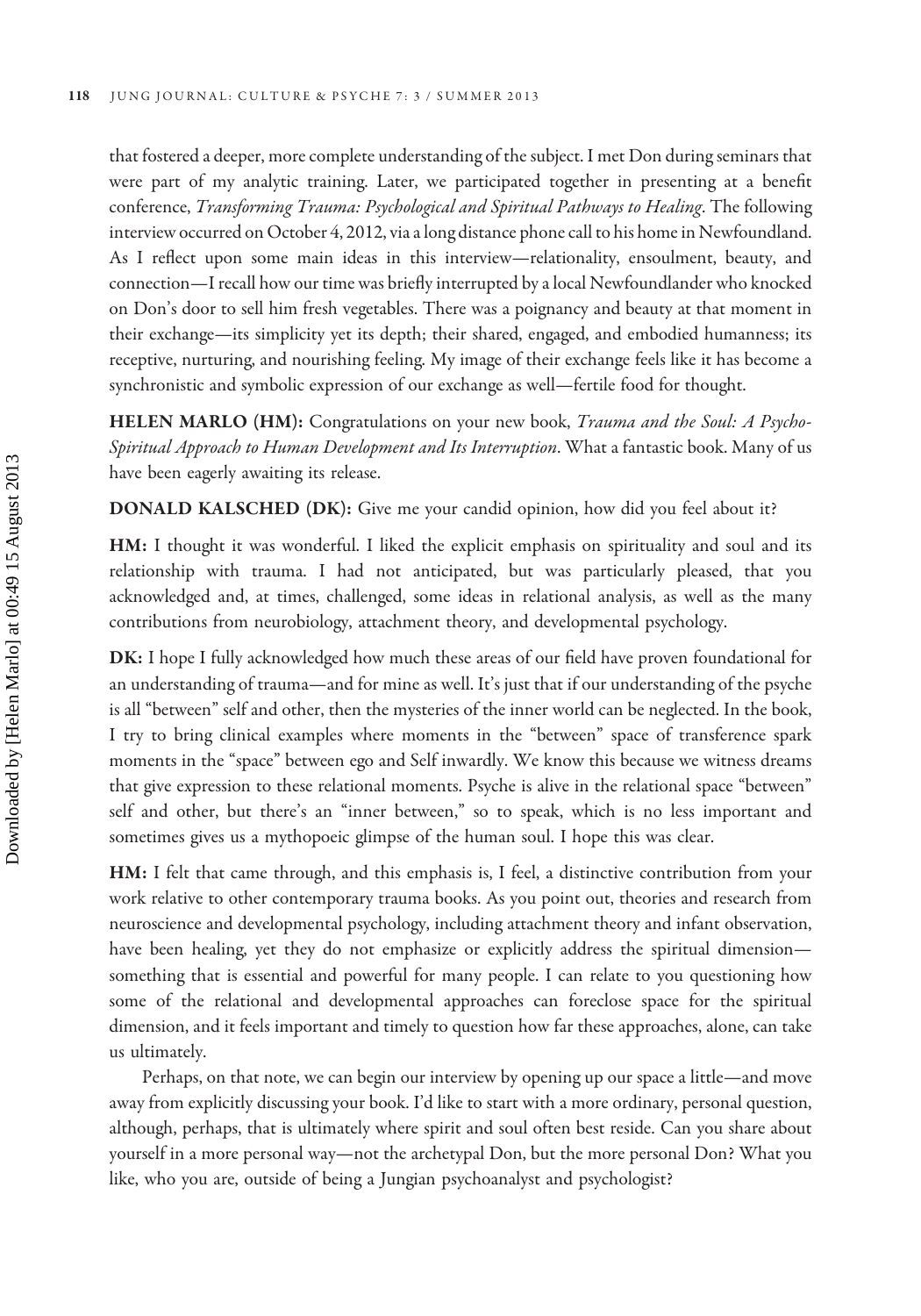that fostered a deeper, more complete understanding of the subject. I met Don during seminars that were part of my analytic training. Later, we participated together in presenting at a benefit conference, *Transforming Trauma: Psychological and Spiritual Pathways to Healing*. The following interview occurred on October 4, 2012, via a long distance phone call to his home in Newfoundland. As I reflect upon some main ideas in this interview—relationality, ensoulment, beauty, and connection—I recall how our time was briefly interrupted by a local Newfoundlander who knocked on Don's door to sell him fresh vegetables. There was a poignancy and beauty at that moment in their exchange—its simplicity yet its depth; their shared, engaged, and embodied humanness; its receptive, nurturing, and nourishing feeling. My image of their exchange feels like it has become a synchronistic and symbolic expression of our exchange as well—fertile food for thought.

**HELEN MARLO (HM):** Congratulations on your new book, *Trauma and the Soul: A Psycho-Spiritual Approach to Human Development and Its Interruption*. What a fantastic book. Many of us have been eagerly awaiting its release.

**DONALD KALSCHED (DK):** Give me your candid opinion, how did you feel about it?

**HM:** I thought it was wonderful. I liked the explicit emphasis on spirituality and soul and its relationship with trauma. I had not anticipated, but was particularly pleased, that you acknowledged and, at times, challenged, some ideas in relational analysis, as well as the many contributions from neurobiology, attachment theory, and developmental psychology.

**DK:** I hope I fully acknowledged how much these areas of our field have proven foundational for an understanding of trauma—and for mine as well. It's just that if our understanding of the psyche is all "between" self and other, then the mysteries of the inner world can be neglected. In the book, I try to bring clinical examples where moments in the "between" space of transference spark moments in the "space" between ego and Self inwardly. We know this because we witness dreams that give expression to these relational moments. Psyche is alive in the relational space "between" self and other, but there's an "inner between," so to speak, which is no less important and sometimes gives us a mythopoeic glimpse of the human soul. I hope this was clear.

**HM:** I felt that came through, and this emphasis is, I feel, a distinctive contribution from your work relative to other contemporary trauma books. As you point out, theories and research from neuroscience and developmental psychology, including attachment theory and infant observation, have been healing, yet they do not emphasize or explicitly address the spiritual dimension—something that is essential and powerful for many people. I can relate to you questioning how some of the relational and developmental approaches can foreclose space for the spiritual dimension, and it feels important and timely to question how far these approaches, alone, can take us ultimately.

Perhaps, on that note, we can begin our interview by opening up our space a little—and move away from explicitly discussing your book. I'd like to start with a more ordinary, personal question, although, perhaps, that is ultimately where spirit and soul often best reside. Can you share about yourself in a more personal way—not the archetypal Don, but the more personal Don? What you like, who you are, outside of being a Jungian psychoanalyst and psychologist?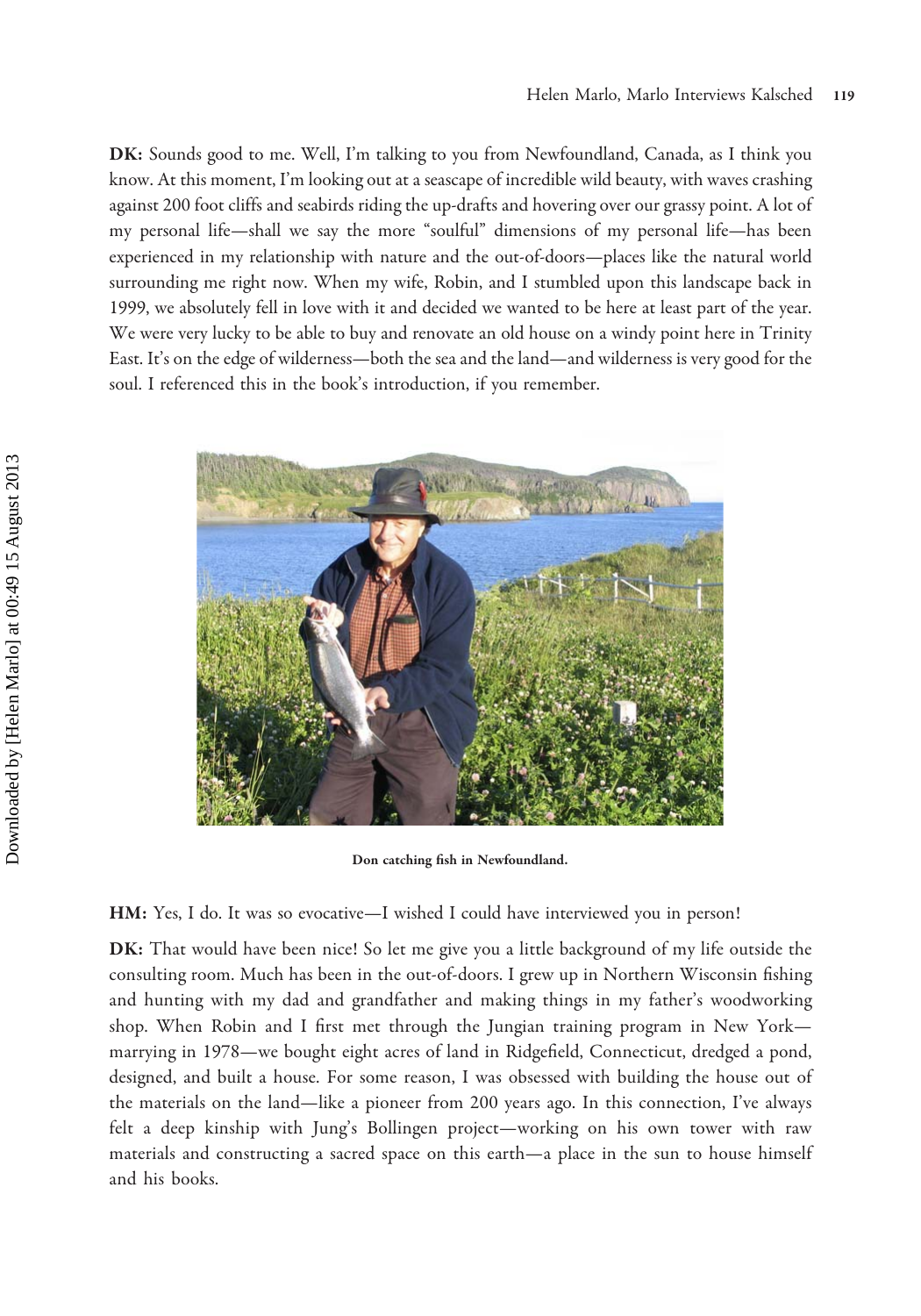**DK:** Sounds good to me. Well, I'm talking to you from Newfoundland, Canada, as I think you know. At this moment, I'm looking out at a seascape of incredible wild beauty, with waves crashing against 200 foot cliffs and seabirds riding the up-drafts and hovering over our grassy point. A lot of my personal life—shall we say the more "soulful" dimensions of my personal life—has been experienced in my relationship with nature and the out-of-doors—places like the natural world surrounding me right now. When my wife, Robin, and I stumbled upon this landscape back in 1999, we absolutely fell in love with it and decided we wanted to be here at least part of the year. We were very lucky to be able to buy and renovate an old house on a windy point here in Trinity East. It's on the edge of wilderness—both the sea and the land—and wilderness is very good for the soul. I referenced this in the book's introduction, if you remember.

**Don catching fish in Newfoundland.**

**HM:** Yes, I do. It was so evocative—I wished I could have interviewed you in person!

**DK:** That would have been nice! So let me give you a little background of my life outside the consulting room. Much has been in the out-of-doors. I grew up in Northern Wisconsin fishing and hunting with my dad and grandfather and making things in my father's woodworking shop. When Robin and I first met through the Jungian training program in New York—marrying in 1978—we bought eight acres of land in Ridgefield, Connecticut, dredged a pond, designed, and built a house. For some reason, I was obsessed with building the house out of the materials on the land—like a pioneer from 200 years ago. In this connection, I've always felt a deep kinship with Jung's Bollingen project—working on his own tower with raw materials and constructing a sacred space on this earth—a place in the sun to house himself and his books.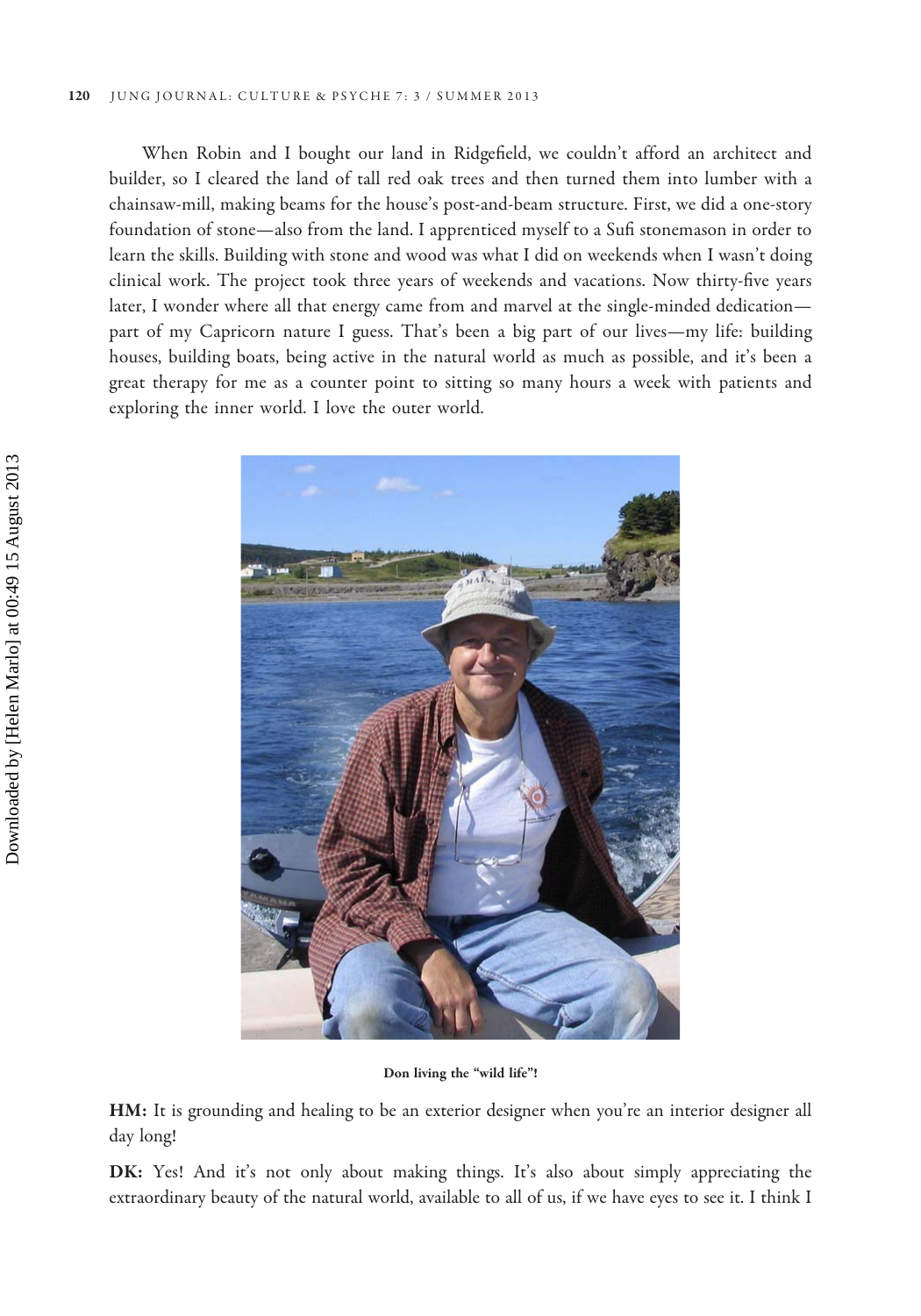When Robin and I bought our land in Ridgefield, we couldn't afford an architect and builder, so I cleared the land of tall red oak trees and then turned them into lumber with a chainsaw-mill, making beams for the house's post-and-beam structure. First, we did a one-story foundation of stone—also from the land. I apprenticed myself to a Sufi stonemason in order to learn the skills. Building with stone and wood was what I did on weekends when I wasn't doing clinical work. The project took three years of weekends and vacations. Now thirty-five years later, I wonder where all that energy came from and marvel at the single-minded dedication—part of my Capricorn nature I guess. That's been a big part of our lives—my life: building houses, building boats, being active in the natural world as much as possible, and it's been a great therapy for me as a counter point to sitting so many hours a week with patients and exploring the inner world. I love the outer world.

**Don living the "wild life"!**

**HM:** It is grounding and healing to be an exterior designer when you're an interior designer all day long!

**DK:** Yes! And it's not only about making things. It's also about simply appreciating the extraordinary beauty of the natural world, available to all of us, if we have eyes to see it. I think I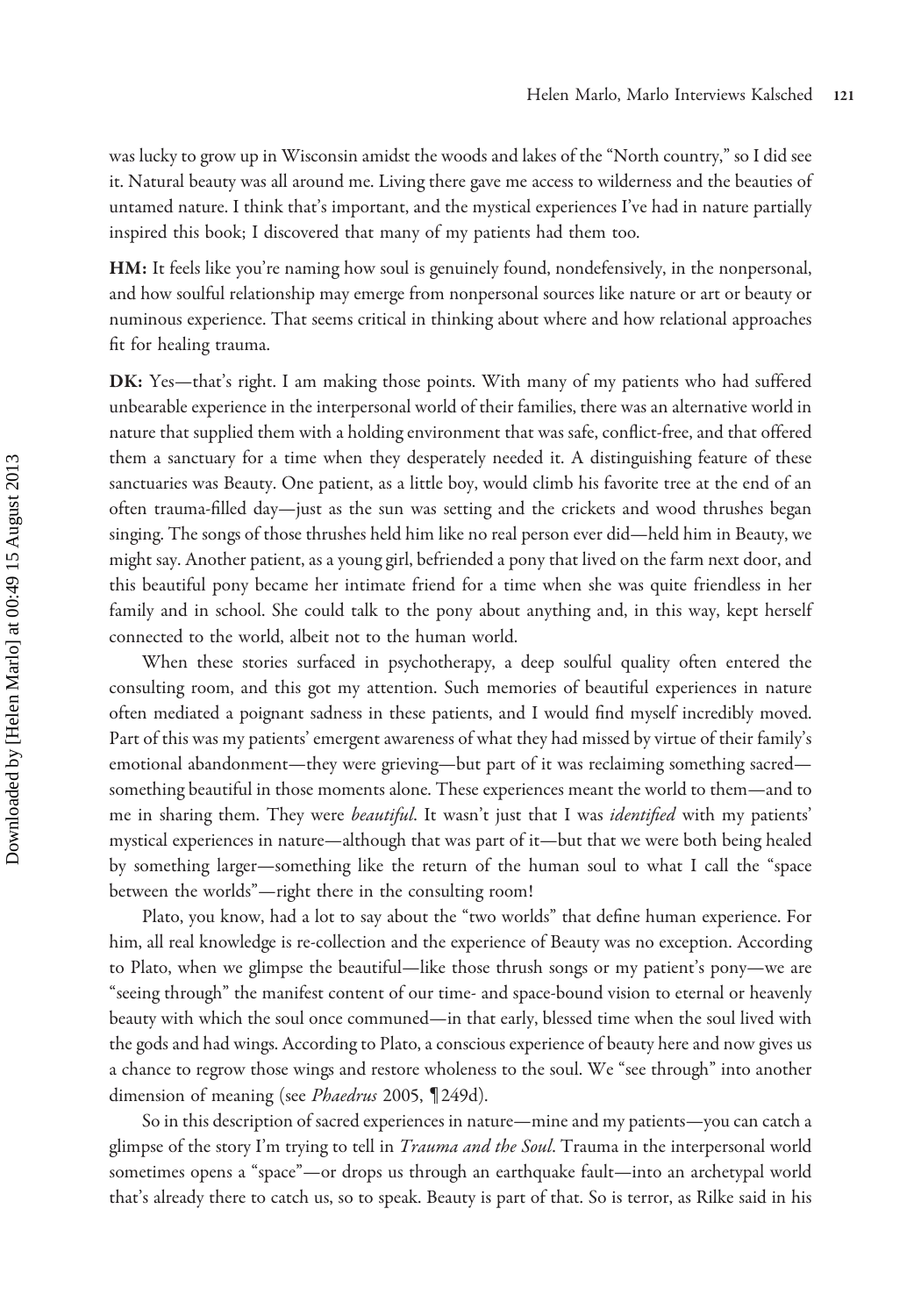was lucky to grow up in Wisconsin amidst the woods and lakes of the "North country," so I did see it. Natural beauty was all around me. Living there gave me access to wilderness and the beauties of untamed nature. I think that's important, and the mystical experiences I've had in nature partially inspired this book; I discovered that many of my patients had them too.

**HM:** It feels like you're naming how soul is genuinely found, nondefensively, in the nonpersonal, and how soulful relationship may emerge from nonpersonal sources like nature or art or beauty or numinous experience. That seems critical in thinking about where and how relational approaches fit for healing trauma.

**DK:** Yes—that's right. I am making those points. With many of my patients who had suffered unbearable experience in the interpersonal world of their families, there was an alternative world in nature that supplied them with a holding environment that was safe, conflict-free, and that offered them a sanctuary for a time when they desperately needed it. A distinguishing feature of these sanctuaries was Beauty. One patient, as a little boy, would climb his favorite tree at the end of an often trauma-filled day—just as the sun was setting and the crickets and wood thrushes began singing. The songs of those thrushes held him like no real person ever did—held him in Beauty, we might say. Another patient, as a young girl, befriended a pony that lived on the farm next door, and this beautiful pony became her intimate friend for a time when she was quite friendless in her family and in school. She could talk to the pony about anything and, in this way, kept herself connected to the world, albeit not to the human world.

When these stories surfaced in psychotherapy, a deep soulful quality often entered the consulting room, and this got my attention. Such memories of beautiful experiences in nature often mediated a poignant sadness in these patients, and I would find myself incredibly moved. Part of this was my patients' emergent awareness of what they had missed by virtue of their family's emotional abandonment—they were grieving—but part of it was reclaiming something sacred—something beautiful in those moments alone. These experiences meant the world to them—and to me in sharing them. They were *beautiful*. It wasn't just that I was *identified* with my patients' mystical experiences in nature—although that was part of it—but that we were both being healed by something larger—something like the return of the human soul to what I call the "space between the worlds"—right there in the consulting room!

Plato, you know, had a lot to say about the "two worlds" that define human experience. For him, all real knowledge is re-collection and the experience of Beauty was no exception. According to Plato, when we glimpse the beautiful—like those thrush songs or my patient's pony—we are "seeing through" the manifest content of our time- and space-bound vision to eternal or heavenly beauty with which the soul once communed—in that early, blessed time when the soul lived with the gods and had wings. According to Plato, a conscious experience of beauty here and now gives us a chance to regrow those wings and restore wholeness to the soul. We "see through" into another dimension of meaning (see *Phaedrus* 2005, ¶249d).

So in this description of sacred experiences in nature—mine and my patients—you can catch a glimpse of the story I'm trying to tell in *Trauma and the Soul*. Trauma in the interpersonal world sometimes opens a "space"—or drops us through an earthquake fault—into an archetypal world that's already there to catch us, so to speak. Beauty is part of that. So is terror, as Rilke said in his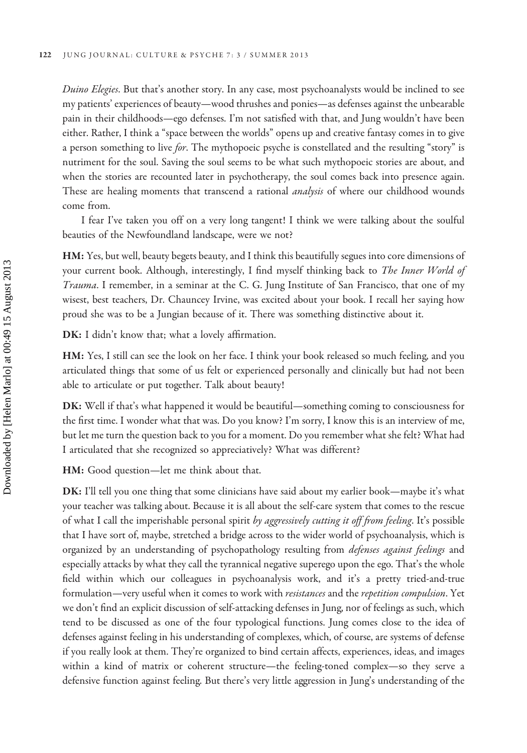*Duino Elegies*. But that's another story. In any case, most psychoanalysts would be inclined to see my patients' experiences of beauty—wood thrushes and ponies—as defenses against the unbearable pain in their childhoods—ego defenses. I'm not satisfied with that, and Jung wouldn't have been either. Rather, I think a "space between the worlds" opens up and creative fantasy comes in to give a person something to live *for*. The mythopoeic psyche is constellated and the resulting "story" is nutriment for the soul. Saving the soul seems to be what such mythopoeic stories are about, and when the stories are recounted later in psychotherapy, the soul comes back into presence again. These are healing moments that transcend a rational *analysis* of where our childhood wounds come from.

I fear I've taken you off on a very long tangent! I think we were talking about the soulful beauties of the Newfoundland landscape, were we not?

**HM:** Yes, but well, beauty begets beauty, and I think this beautifully segues into core dimensions of your current book. Although, interestingly, I find myself thinking back to *The Inner World of Trauma*. I remember, in a seminar at the C. G. Jung Institute of San Francisco, that one of my wisest, best teachers, Dr. Chauncey Irvine, was excited about your book. I recall her saying how proud she was to be a Jungian because of it. There was something distinctive about it.

**DK:** I didn't know that; what a lovely affirmation.

**HM:** Yes, I still can see the look on her face. I think your book released so much feeling, and you articulated things that some of us felt or experienced personally and clinically but had not been able to articulate or put together. Talk about beauty!

**DK:** Well if that's what happened it would be beautiful—something coming to consciousness for the first time. I wonder what that was. Do you know? I'm sorry, I know this is an interview of me, but let me turn the question back to you for a moment. Do you remember what she felt? What had I articulated that she recognized so appreciatively? What was different?

**HM:** Good question—let me think about that.

**DK:** I'll tell you one thing that some clinicians have said about my earlier book—maybe it's what your teacher was talking about. Because it is all about the self-care system that comes to the rescue of what I call the imperishable personal spirit *by aggressively cutting it off from feeling*. It's possible that I have sort of, maybe, stretched a bridge across to the wider world of psychoanalysis, which is organized by an understanding of psychopathology resulting from *defenses against feelings* and especially attacks by what they call the tyrannical negative superego upon the ego. That's the whole field within which our colleagues in psychoanalysis work, and it's a pretty tried-and-true formulation—very useful when it comes to work with *resistances* and the *repetition compulsion*. Yet we don't find an explicit discussion of self-attacking defenses in Jung, nor of feelings as such, which tend to be discussed as one of the four typological functions. Jung comes close to the idea of defenses against feeling in his understanding of complexes, which, of course, are systems of defense if you really look at them. They're organized to bind certain affects, experiences, ideas, and images within a kind of matrix or coherent structure—the feeling-toned complex—so they serve a defensive function against feeling. But there's very little aggression in Jung's understanding of the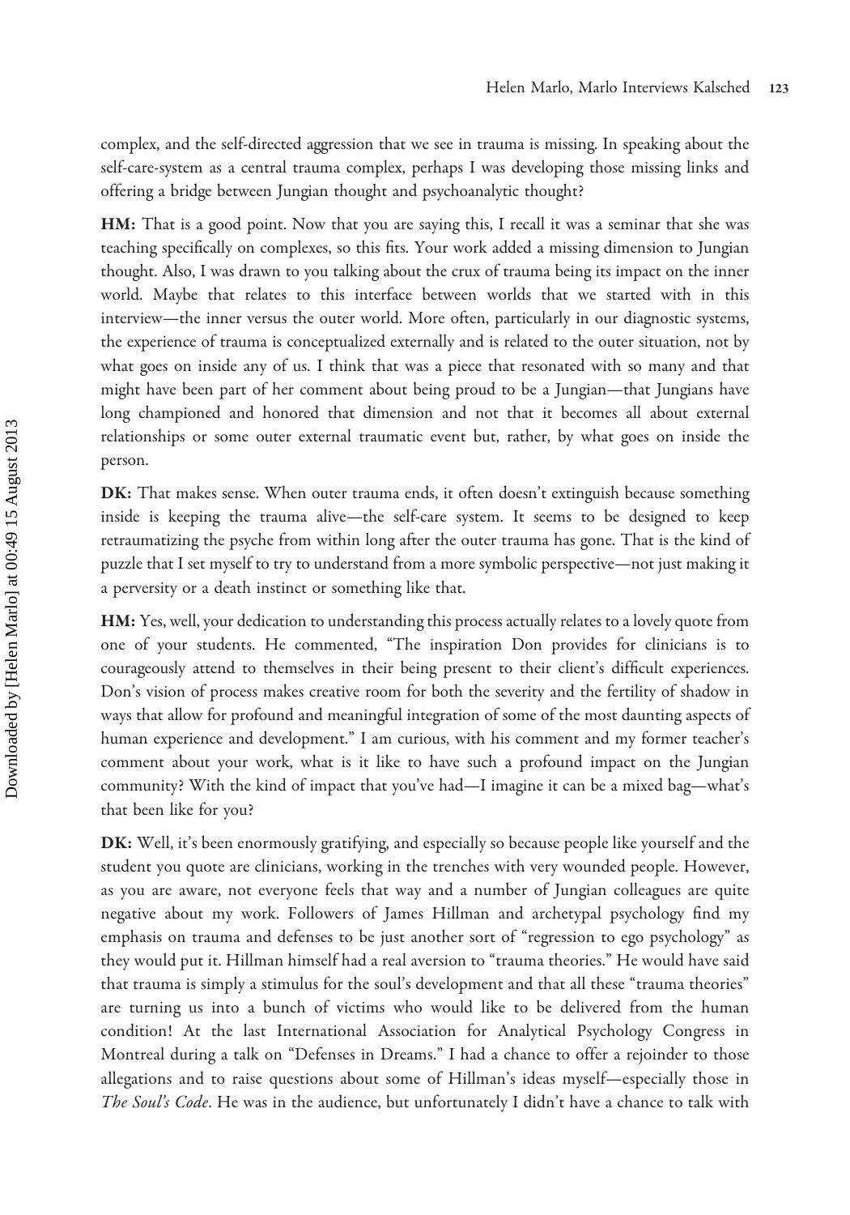complex, and the self-directed aggression that we see in trauma is missing. In speaking about the self-care-system as a central trauma complex, perhaps I was developing those missing links and offering a bridge between Jungian thought and psychoanalytic thought?

**HM:** That is a good point. Now that you are saying this, I recall it was a seminar that she was teaching specifically on complexes, so this fits. Your work added a missing dimension to Jungian thought. Also, I was drawn to you talking about the crux of trauma being its impact on the inner world. Maybe that relates to this interface between worlds that we started with in this interview—the inner versus the outer world. More often, particularly in our diagnostic systems, the experience of trauma is conceptualized externally and is related to the outer situation, not by what goes on inside any of us. I think that was a piece that resonated with so many and that might have been part of her comment about being proud to be a Jungian—that Jungians have long championed and honored that dimension and not that it becomes all about external relationships or some outer external traumatic event but, rather, by what goes on inside the person.

**DK:** That makes sense. When outer trauma ends, it often doesn't extinguish because something inside is keeping the trauma alive—the self-care system. It seems to be designed to keep retraumatizing the psyche from within long after the outer trauma has gone. That is the kind of puzzle that I set myself to try to understand from a more symbolic perspective—not just making it a perversity or a death instinct or something like that.

**HM:** Yes, well, your dedication to understanding this process actually relates to a lovely quote from one of your students. He commented, "The inspiration Don provides for clinicians is to courageously attend to themselves in their being present to their client's difficult experiences. Don's vision of process makes creative room for both the severity and the fertility of shadow in ways that allow for profound and meaningful integration of some of the most daunting aspects of human experience and development." I am curious, with his comment and my former teacher's comment about your work, what is it like to have such a profound impact on the Jungian community? With the kind of impact that you've had—I imagine it can be a mixed bag—what's that been like for you?

**DK:** Well, it's been enormously gratifying, and especially so because people like yourself and the student you quote are clinicians, working in the trenches with very wounded people. However, as you are aware, not everyone feels that way and a number of Jungian colleagues are quite negative about my work. Followers of James Hillman and archetypal psychology find my emphasis on trauma and defenses to be just another sort of "regression to ego psychology" as they would put it. Hillman himself had a real aversion to "trauma theories." He would have said that trauma is simply a stimulus for the soul's development and that all these "trauma theories" are turning us into a bunch of victims who would like to be delivered from the human condition! At the last International Association for Analytical Psychology Congress in Montreal during a talk on "Defenses in Dreams." I had a chance to offer a rejoinder to those allegations and to raise questions about some of Hillman's ideas myself—especially those in *The Soul's Code*. He was in the audience, but unfortunately I didn't have a chance to talk with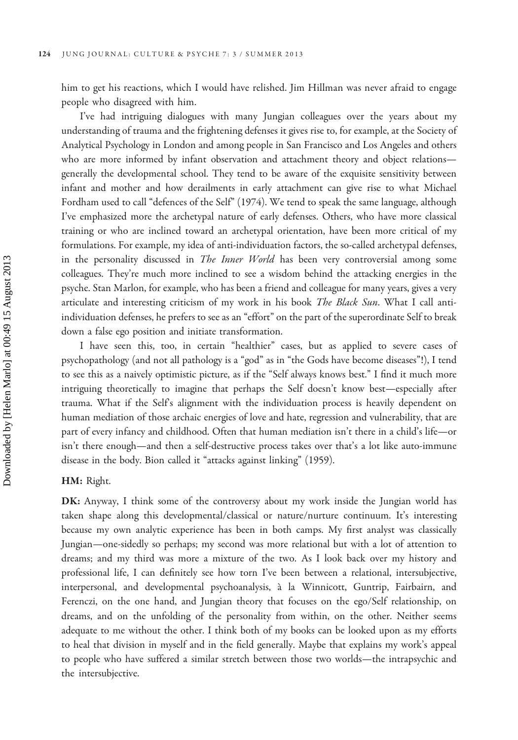him to get his reactions, which I would have relished. Jim Hillman was never afraid to engage people who disagreed with him.

I've had intriguing dialogues with many Jungian colleagues over the years about my understanding of trauma and the frightening defenses it gives rise to, for example, at the Society of Analytical Psychology in London and among people in San Francisco and Los Angeles and others who are more informed by infant observation and attachment theory and object relations—generally the developmental school. They tend to be aware of the exquisite sensitivity between infant and mother and how derailments in early attachment can give rise to what Michael Fordham used to call "defences of the Self" (1974). We tend to speak the same language, although I've emphasized more the archetypal nature of early defenses. Others, who have more classical training or who are inclined toward an archetypal orientation, have been more critical of my formulations. For example, my idea of anti-individuation factors, the so-called archetypal defenses, in the personality discussed in *The Inner World* has been very controversial among some colleagues. They're much more inclined to see a wisdom behind the attacking energies in the psyche. Stan Marlon, for example, who has been a friend and colleague for many years, gives a very articulate and interesting criticism of my work in his book *The Black Sun*. What I call anti-individuation defenses, he prefers to see as an "effort" on the part of the superordinate Self to break down a false ego position and initiate transformation.

I have seen this, too, in certain "healthier" cases, but as applied to severe cases of psychopathology (and not all pathology is a "god" as in "the Gods have become diseases"!), I tend to see this as a naively optimistic picture, as if the "Self always knows best." I find it much more intriguing theoretically to imagine that perhaps the Self doesn't know best—especially after trauma. What if the Self's alignment with the individuation process is heavily dependent on human mediation of those archaic energies of love and hate, regression and vulnerability, that are part of every infancy and childhood. Often that human mediation isn't there in a child's life—or isn't there enough—and then a self-destructive process takes over that's a lot like auto-immune disease in the body. Bion called it "attacks against linking" (1959).

**HM:** Right.

**DK:** Anyway, I think some of the controversy about my work inside the Jungian world has taken shape along this developmental/classical or nature/nurture continuum. It's interesting because my own analytic experience has been in both camps. My first analyst was classically Jungian—one-sidedly so perhaps; my second was more relational but with a lot of attention to dreams; and my third was more a mixture of the two. As I look back over my history and professional life, I can definitely see how torn I've been between a relational, intersubjective, interpersonal, and developmental psychoanalysis, à la Winnicott, Guntrip, Fairbairn, and Ferenczi, on the one hand, and Jungian theory that focuses on the ego/Self relationship, on dreams, and on the unfolding of the personality from within, on the other. Neither seems adequate to me without the other. I think both of my books can be looked upon as my efforts to heal that division in myself and in the field generally. Maybe that explains my work's appeal to people who have suffered a similar stretch between those two worlds—the intrapsychic and the intersubjective.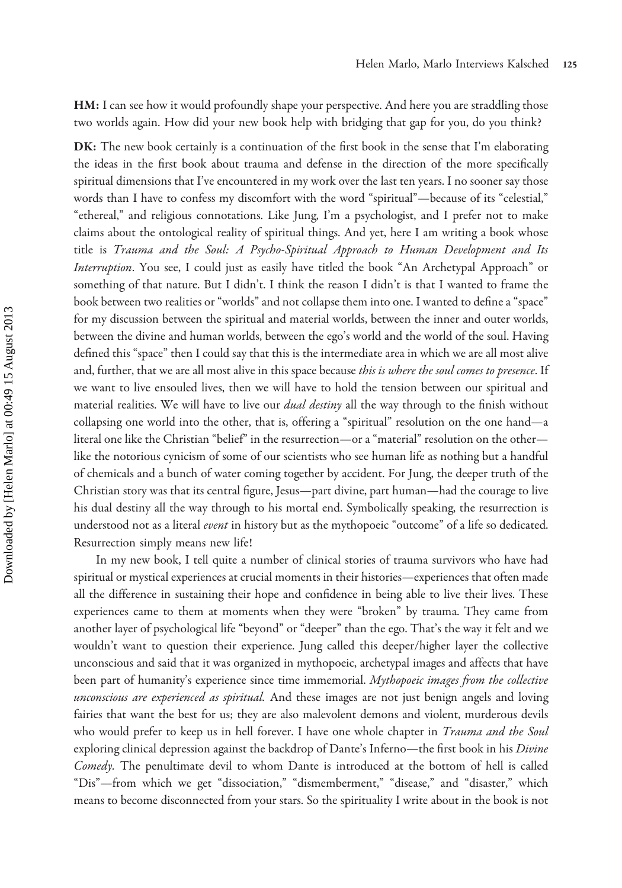**HM:** I can see how it would profoundly shape your perspective. And here you are straddling those two worlds again. How did your new book help with bridging that gap for you, do you think?

**DK:** The new book certainly is a continuation of the first book in the sense that I'm elaborating the ideas in the first book about trauma and defense in the direction of the more specifically spiritual dimensions that I've encountered in my work over the last ten years. I no sooner say those words than I have to confess my discomfort with the word "spiritual"—because of its "celestial," "ethereal," and religious connotations. Like Jung, I'm a psychologist, and I prefer not to make claims about the ontological reality of spiritual things. And yet, here I am writing a book whose title is *Trauma and the Soul: A Psycho-Spiritual Approach to Human Development and Its Interruption*. You see, I could just as easily have titled the book "An Archetypal Approach" or something of that nature. But I didn't. I think the reason I didn't is that I wanted to frame the book between two realities or "worlds" and not collapse them into one. I wanted to define a "space" for my discussion between the spiritual and material worlds, between the inner and outer worlds, between the divine and human worlds, between the ego's world and the world of the soul. Having defined this "space" then I could say that this is the intermediate area in which we are all most alive and, further, that we are all most alive in this space because *this is where the soul comes to presence*. If we want to live ensouled lives, then we will have to hold the tension between our spiritual and material realities. We will have to live our *dual destiny* all the way through to the finish without collapsing one world into the other, that is, offering a "spiritual" resolution on the one hand—a literal one like the Christian "belief" in the resurrection—or a "material" resolution on the other—like the notorious cynicism of some of our scientists who see human life as nothing but a handful of chemicals and a bunch of water coming together by accident. For Jung, the deeper truth of the Christian story was that its central figure, Jesus—part divine, part human—had the courage to live his dual destiny all the way through to his mortal end. Symbolically speaking, the resurrection is understood not as a literal *event* in history but as the mythopoeic "outcome" of a life so dedicated. Resurrection simply means new life!

In my new book, I tell quite a number of clinical stories of trauma survivors who have had spiritual or mystical experiences at crucial moments in their histories—experiences that often made all the difference in sustaining their hope and confidence in being able to live their lives. These experiences came to them at moments when they were "broken" by trauma. They came from another layer of psychological life "beyond" or "deeper" than the ego. That's the way it felt and we wouldn't want to question their experience. Jung called this deeper/higher layer the collective unconscious and said that it was organized in mythopoeic, archetypal images and affects that have been part of humanity's experience since time immemorial. *Mythopoeic images from the collective unconscious are experienced as spiritual.* And these images are not just benign angels and loving fairies that want the best for us; they are also malevolent demons and violent, murderous devils who would prefer to keep us in hell forever. I have one whole chapter in *Trauma and the Soul* exploring clinical depression against the backdrop of Dante's Inferno—the first book in his *Divine Comedy*. The penultimate devil to whom Dante is introduced at the bottom of hell is called "Dis"—from which we get "dissociation," "dismemberment," "disease," and "disaster," which means to become disconnected from your stars. So the spirituality I write about in the book is not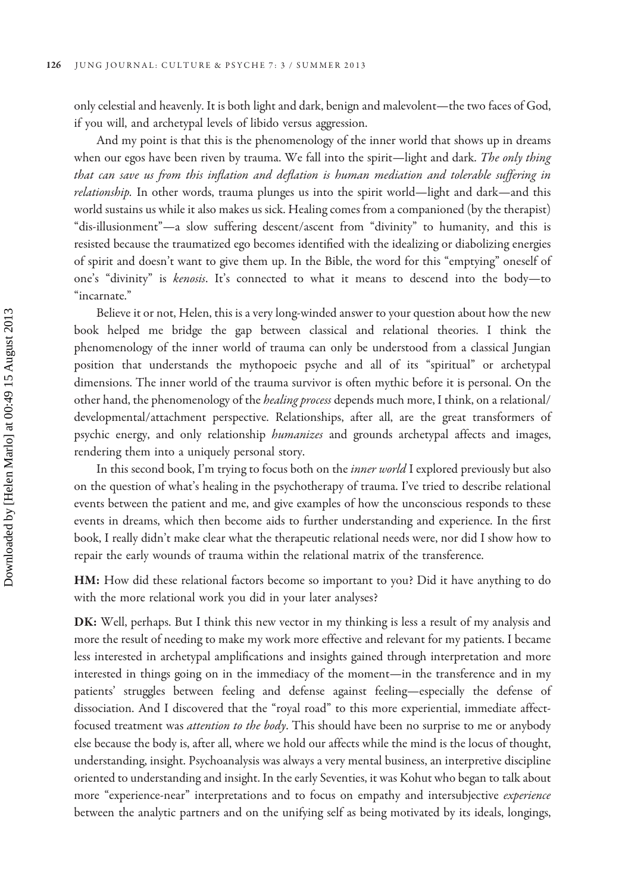only celestial and heavenly. It is both light and dark, benign and malevolent—the two faces of God, if you will, and archetypal levels of libido versus aggression.

And my point is that this is the phenomenology of the inner world that shows up in dreams when our egos have been riven by trauma. We fall into the spirit—light and dark. *The only thing that can save us from this inflation and deflation is human mediation and tolerable suffering in relationship.* In other words, trauma plunges us into the spirit world—light and dark—and this world sustains us while it also makes us sick. Healing comes from a companioned (by the therapist) "dis-illusionment"—a slow suffering descent/ascent from "divinity" to humanity, and this is resisted because the traumatized ego becomes identified with the idealizing or diabolizing energies of spirit and doesn't want to give them up. In the Bible, the word for this "emptying" oneself of one's "divinity" is *kenosis*. It's connected to what it means to descend into the body—to "incarnate."

Believe it or not, Helen, this is a very long-winded answer to your question about how the new book helped me bridge the gap between classical and relational theories. I think the phenomenology of the inner world of trauma can only be understood from a classical Jungian position that understands the mythopoeic psyche and all of its "spiritual" or archetypal dimensions. The inner world of the trauma survivor is often mythic before it is personal. On the other hand, the phenomenology of the *healing process* depends much more, I think, on a relational/developmental/attachment perspective. Relationships, after all, are the great transformers of psychic energy, and only relationship *humanizes* and grounds archetypal affects and images, rendering them into a uniquely personal story.

In this second book, I'm trying to focus both on the *inner world* I explored previously but also on the question of what's healing in the psychotherapy of trauma. I've tried to describe relational events between the patient and me, and give examples of how the unconscious responds to these events in dreams, which then become aids to further understanding and experience. In the first book, I really didn't make clear what the therapeutic relational needs were, nor did I show how to repair the early wounds of trauma within the relational matrix of the transference.

**HM:** How did these relational factors become so important to you? Did it have anything to do with the more relational work you did in your later analyses?

**DK:** Well, perhaps. But I think this new vector in my thinking is less a result of my analysis and more the result of needing to make my work more effective and relevant for my patients. I became less interested in archetypal amplifications and insights gained through interpretation and more interested in things going on in the immediacy of the moment—in the transference and in my patients' struggles between feeling and defense against feeling—especially the defense of dissociation. And I discovered that the "royal road" to this more experiential, immediate affect-focused treatment was *attention to the body*. This should have been no surprise to me or anybody else because the body is, after all, where we hold our affects while the mind is the locus of thought, understanding, insight. Psychoanalysis was always a very mental business, an interpretive discipline oriented to understanding and insight. In the early Seventies, it was Kohut who began to talk about more "experience-near" interpretations and to focus on empathy and intersubjective *experience* between the analytic partners and on the unifying self as being motivated by its ideals, longings,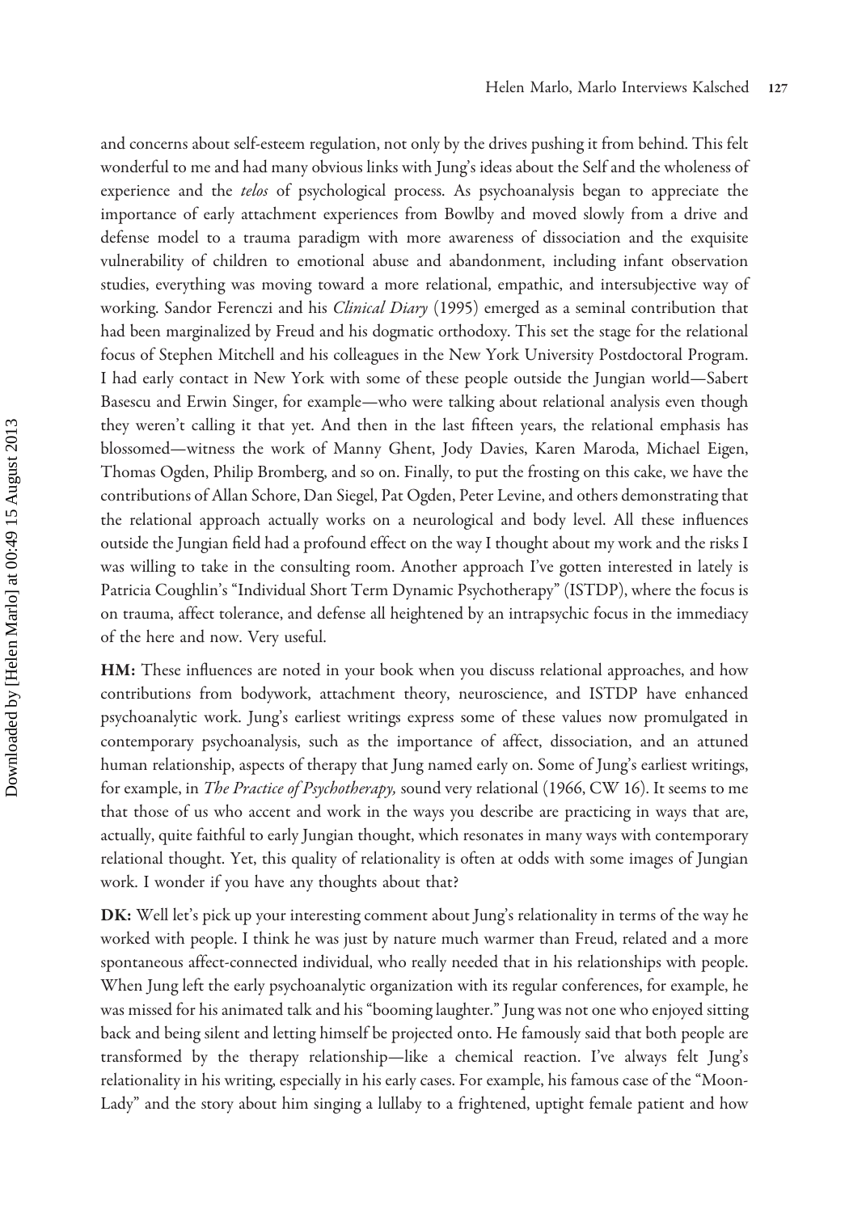and concerns about self-esteem regulation, not only by the drives pushing it from behind. This felt wonderful to me and had many obvious links with Jung's ideas about the Self and the wholeness of experience and the *telos* of psychological process. As psychoanalysis began to appreciate the importance of early attachment experiences from Bowlby and moved slowly from a drive and defense model to a trauma paradigm with more awareness of dissociation and the exquisite vulnerability of children to emotional abuse and abandonment, including infant observation studies, everything was moving toward a more relational, empathic, and intersubjective way of working. Sandor Ferenczi and his *Clinical Diary* (1995) emerged as a seminal contribution that had been marginalized by Freud and his dogmatic orthodoxy. This set the stage for the relational focus of Stephen Mitchell and his colleagues in the New York University Postdoctoral Program. I had early contact in New York with some of these people outside the Jungian world—Sabert Basescu and Erwin Singer, for example—who were talking about relational analysis even though they weren't calling it that yet. And then in the last fifteen years, the relational emphasis has blossomed—witness the work of Manny Ghent, Jody Davies, Karen Maroda, Michael Eigen, Thomas Ogden, Philip Bromberg, and so on. Finally, to put the frosting on this cake, we have the contributions of Allan Schore, Dan Siegel, Pat Ogden, Peter Levine, and others demonstrating that the relational approach actually works on a neurological and body level. All these influences outside the Jungian field had a profound effect on the way I thought about my work and the risks I was willing to take in the consulting room. Another approach I've gotten interested in lately is Patricia Coughlin's "Individual Short Term Dynamic Psychotherapy" (ISTDP), where the focus is on trauma, affect tolerance, and defense all heightened by an intrapsychic focus in the immediacy of the here and now. Very useful.

**HM:** These influences are noted in your book when you discuss relational approaches, and how contributions from bodywork, attachment theory, neuroscience, and ISTDP have enhanced psychoanalytic work. Jung's earliest writings express some of these values now promulgated in contemporary psychoanalysis, such as the importance of affect, dissociation, and an attuned human relationship, aspects of therapy that Jung named early on. Some of Jung's earliest writings, for example, in *The Practice of Psychotherapy,* sound very relational (1966, CW 16). It seems to me that those of us who accent and work in the ways you describe are practicing in ways that are, actually, quite faithful to early Jungian thought, which resonates in many ways with contemporary relational thought. Yet, this quality of relationality is often at odds with some images of Jungian work. I wonder if you have any thoughts about that?

**DK:** Well let's pick up your interesting comment about Jung's relationality in terms of the way he worked with people. I think he was just by nature much warmer than Freud, related and a more spontaneous affect-connected individual, who really needed that in his relationships with people. When Jung left the early psychoanalytic organization with its regular conferences, for example, he was missed for his animated talk and his "booming laughter." Jung was not one who enjoyed sitting back and being silent and letting himself be projected onto. He famously said that both people are transformed by the therapy relationship—like a chemical reaction. I've always felt Jung's relationality in his writing, especially in his early cases. For example, his famous case of the "Moon-Lady" and the story about him singing a lullaby to a frightened, uptight female patient and how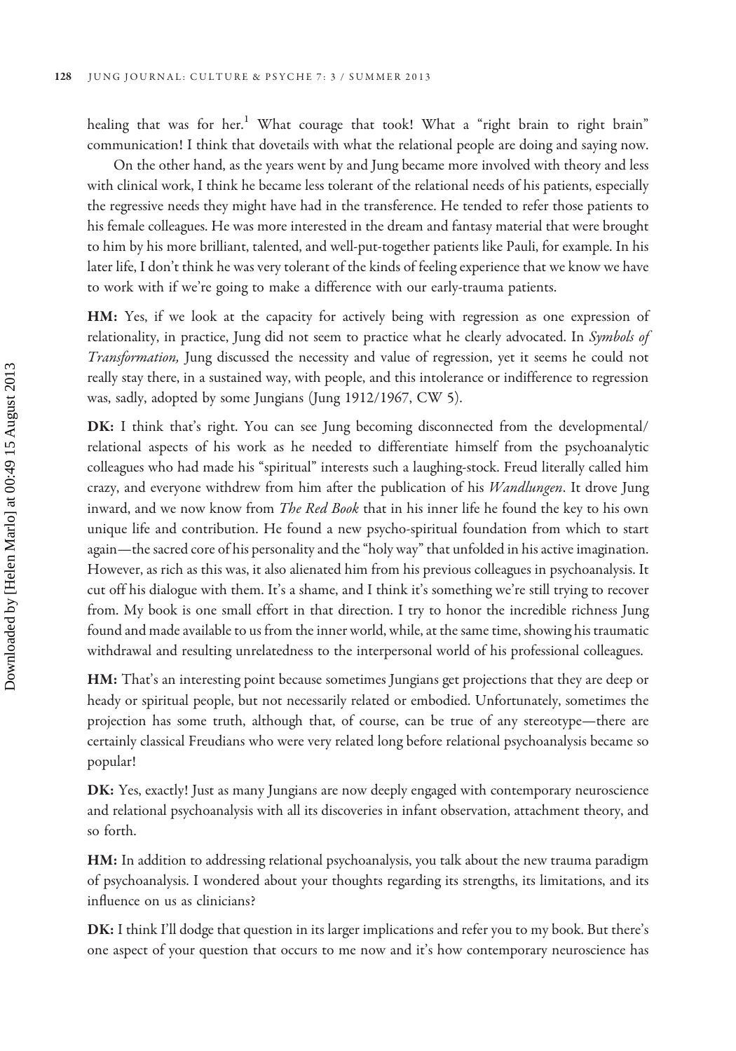healing that was for her.[1] What courage that took! What a "right brain to right brain" communication! I think that dovetails with what the relational people are doing and saying now.

On the other hand, as the years went by and Jung became more involved with theory and less with clinical work, I think he became less tolerant of the relational needs of his patients, especially the regressive needs they might have had in the transference. He tended to refer those patients to his female colleagues. He was more interested in the dream and fantasy material that were brought to him by his more brilliant, talented, and well-put-together patients like Pauli, for example. In his later life, I don't think he was very tolerant of the kinds of feeling experience that we know we have to work with if we're going to make a difference with our early-trauma patients.

**HM:** Yes, if we look at the capacity for actively being with regression as one expression of relationality, in practice, Jung did not seem to practice what he clearly advocated. In *Symbols of Transformation,* Jung discussed the necessity and value of regression, yet it seems he could not really stay there, in a sustained way, with people, and this intolerance or indifference to regression was, sadly, adopted by some Jungians (Jung 1912/1967, CW 5).

**DK:** I think that's right. You can see Jung becoming disconnected from the developmental/relational aspects of his work as he needed to differentiate himself from the psychoanalytic colleagues who had made his "spiritual" interests such a laughing-stock. Freud literally called him crazy, and everyone withdrew from him after the publication of his *Wandlungen*. It drove Jung inward, and we now know from *The Red Book* that in his inner life he found the key to his own unique life and contribution. He found a new psycho-spiritual foundation from which to start again—the sacred core of his personality and the "holy way" that unfolded in his active imagination. However, as rich as this was, it also alienated him from his previous colleagues in psychoanalysis. It cut off his dialogue with them. It's a shame, and I think it's something we're still trying to recover from. My book is one small effort in that direction. I try to honor the incredible richness Jung found and made available to us from the inner world, while, at the same time, showing his traumatic withdrawal and resulting unrelatedness to the interpersonal world of his professional colleagues.

**HM:** That's an interesting point because sometimes Jungians get projections that they are deep or heady or spiritual people, but not necessarily related or embodied. Unfortunately, sometimes the projection has some truth, although that, of course, can be true of any stereotype—there are certainly classical Freudians who were very related long before relational psychoanalysis became so popular!

**DK:** Yes, exactly! Just as many Jungians are now deeply engaged with contemporary neuroscience and relational psychoanalysis with all its discoveries in infant observation, attachment theory, and so forth.

**HM:** In addition to addressing relational psychoanalysis, you talk about the new trauma paradigm of psychoanalysis. I wondered about your thoughts regarding its strengths, its limitations, and its influence on us as clinicians?

**DK:** I think I'll dodge that question in its larger implications and refer you to my book. But there's one aspect of your question that occurs to me now and it's how contemporary neuroscience has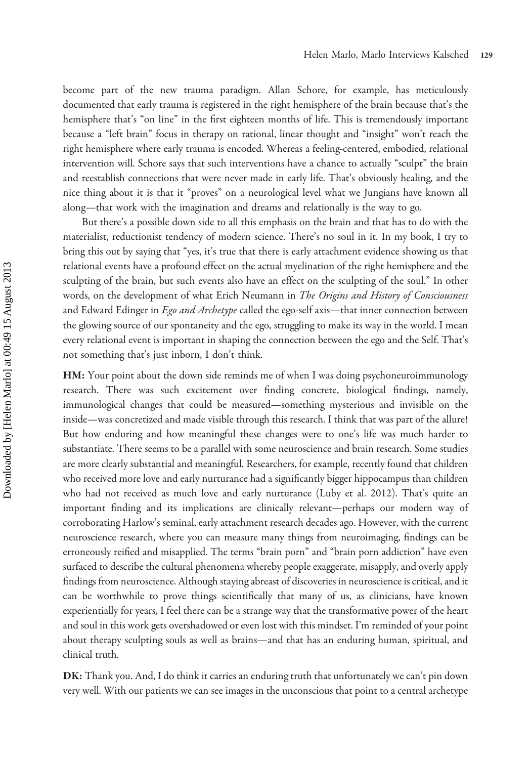become part of the new trauma paradigm. Allan Schore, for example, has meticulously documented that early trauma is registered in the right hemisphere of the brain because that's the hemisphere that's "on line" in the first eighteen months of life. This is tremendously important because a "left brain" focus in therapy on rational, linear thought and "insight" won't reach the right hemisphere where early trauma is encoded. Whereas a feeling-centered, embodied, relational intervention will. Schore says that such interventions have a chance to actually "sculpt" the brain and reestablish connections that were never made in early life. That's obviously healing, and the nice thing about it is that it "proves" on a neurological level what we Jungians have known all along—that work with the imagination and dreams and relationally is the way to go.

But there's a possible down side to all this emphasis on the brain and that has to do with the materialist, reductionist tendency of modern science. There's no soul in it. In my book, I try to bring this out by saying that "yes, it's true that there is early attachment evidence showing us that relational events have a profound effect on the actual myelination of the right hemisphere and the sculpting of the brain, but such events also have an effect on the sculpting of the soul." In other words, on the development of what Erich Neumann in *The Origins and History of Consciousness* and Edward Edinger in *Ego and Archetype* called the ego-self axis—that inner connection between the glowing source of our spontaneity and the ego, struggling to make its way in the world. I mean every relational event is important in shaping the connection between the ego and the Self. That's not something that's just inborn, I don't think.

**HM:** Your point about the down side reminds me of when I was doing psychoneuroimmunology research. There was such excitement over finding concrete, biological findings, namely, immunological changes that could be measured—something mysterious and invisible on the inside—was concretized and made visible through this research. I think that was part of the allure! But how enduring and how meaningful these changes were to one's life was much harder to substantiate. There seems to be a parallel with some neuroscience and brain research. Some studies are more clearly substantial and meaningful. Researchers, for example, recently found that children who received more love and early nurturance had a significantly bigger hippocampus than children who had not received as much love and early nurturance (Luby et al. 2012). That's quite an important finding and its implications are clinically relevant—perhaps our modern way of corroborating Harlow's seminal, early attachment research decades ago. However, with the current neuroscience research, where you can measure many things from neuroimaging, findings can be erroneously reified and misapplied. The terms "brain porn" and "brain porn addiction" have even surfaced to describe the cultural phenomena whereby people exaggerate, misapply, and overly apply findings from neuroscience. Although staying abreast of discoveries in neuroscience is critical, and it can be worthwhile to prove things scientifically that many of us, as clinicians, have known experientially for years, I feel there can be a strange way that the transformative power of the heart and soul in this work gets overshadowed or even lost with this mindset. I'm reminded of your point about therapy sculpting souls as well as brains—and that has an enduring human, spiritual, and clinical truth.

**DK:** Thank you. And, I do think it carries an enduring truth that unfortunately we can't pin down very well. With our patients we can see images in the unconscious that point to a central archetype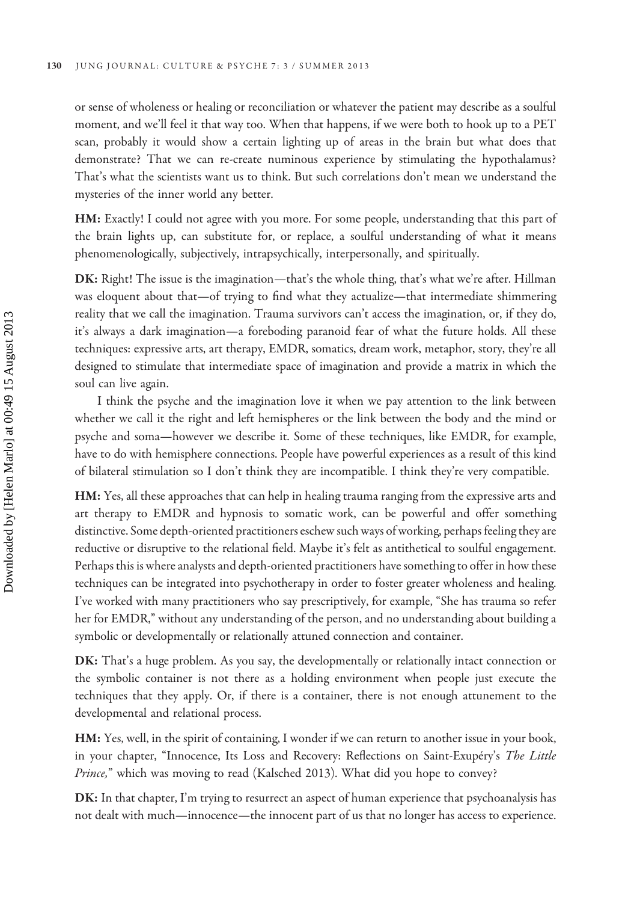or sense of wholeness or healing or reconciliation or whatever the patient may describe as a soulful moment, and we'll feel it that way too. When that happens, if we were both to hook up to a PET scan, probably it would show a certain lighting up of areas in the brain but what does that demonstrate? That we can re-create numinous experience by stimulating the hypothalamus? That's what the scientists want us to think. But such correlations don't mean we understand the mysteries of the inner world any better.

**HM:** Exactly! I could not agree with you more. For some people, understanding that this part of the brain lights up, can substitute for, or replace, a soulful understanding of what it means phenomenologically, subjectively, intrapsychically, interpersonally, and spiritually.

**DK:** Right! The issue is the imagination—that's the whole thing, that's what we're after. Hillman was eloquent about that—of trying to find what they actualize—that intermediate shimmering reality that we call the imagination. Trauma survivors can't access the imagination, or, if they do, it's always a dark imagination—a foreboding paranoid fear of what the future holds. All these techniques: expressive arts, art therapy, EMDR, somatics, dream work, metaphor, story, they're all designed to stimulate that intermediate space of imagination and provide a matrix in which the soul can live again.

I think the psyche and the imagination love it when we pay attention to the link between whether we call it the right and left hemispheres or the link between the body and the mind or psyche and soma—however we describe it. Some of these techniques, like EMDR, for example, have to do with hemisphere connections. People have powerful experiences as a result of this kind of bilateral stimulation so I don't think they are incompatible. I think they're very compatible.

**HM:** Yes, all these approaches that can help in healing trauma ranging from the expressive arts and art therapy to EMDR and hypnosis to somatic work, can be powerful and offer something distinctive. Some depth-oriented practitioners eschew such ways of working, perhaps feeling they are reductive or disruptive to the relational field. Maybe it's felt as antithetical to soulful engagement. Perhaps this is where analysts and depth-oriented practitioners have something to offer in how these techniques can be integrated into psychotherapy in order to foster greater wholeness and healing. I've worked with many practitioners who say prescriptively, for example, "She has trauma so refer her for EMDR," without any understanding of the person, and no understanding about building a symbolic or developmentally or relationally attuned connection and container.

**DK:** That's a huge problem. As you say, the developmentally or relationally intact connection or the symbolic container is not there as a holding environment when people just execute the techniques that they apply. Or, if there is a container, there is not enough attunement to the developmental and relational process.

**HM:** Yes, well, in the spirit of containing, I wonder if we can return to another issue in your book, in your chapter, "Innocence, Its Loss and Recovery: Reflections on Saint-Exupéry's *The Little Prince*," which was moving to read (Kalsched 2013). What did you hope to convey?

**DK:** In that chapter, I'm trying to resurrect an aspect of human experience that psychoanalysis has not dealt with much—innocence—the innocent part of us that no longer has access to experience.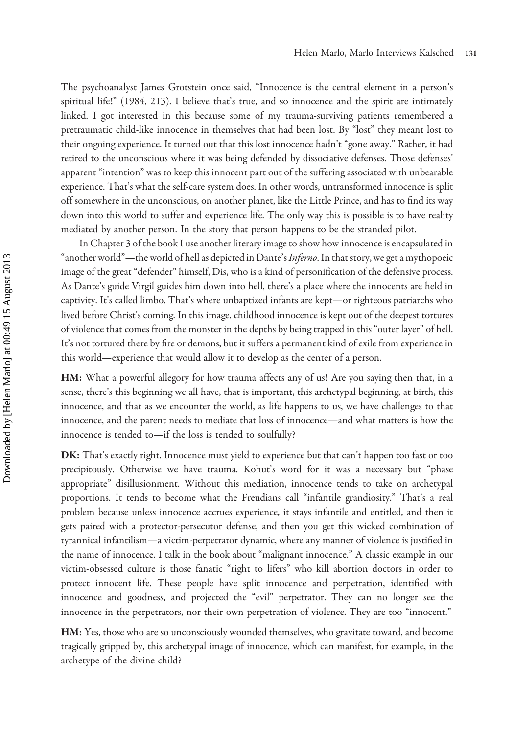The psychoanalyst James Grotstein once said, "Innocence is the central element in a person's spiritual life!" (1984, 213). I believe that's true, and so innocence and the spirit are intimately linked. I got interested in this because some of my trauma-surviving patients remembered a pretraumatic child-like innocence in themselves that had been lost. By "lost" they meant lost to their ongoing experience. It turned out that this lost innocence hadn't "gone away." Rather, it had retired to the unconscious where it was being defended by dissociative defenses. Those defenses' apparent "intention" was to keep this innocent part out of the suffering associated with unbearable experience. That's what the self-care system does. In other words, untransformed innocence is split off somewhere in the unconscious, on another planet, like the Little Prince, and has to find its way down into this world to suffer and experience life. The only way this is possible is to have reality mediated by another person. In the story that person happens to be the stranded pilot.

In Chapter 3 of the book I use another literary image to show how innocence is encapsulated in "another world"—the world of hell as depicted in Dante's *Inferno*. In that story, we get a mythopoeic image of the great "defender" himself, Dis, who is a kind of personification of the defensive process. As Dante's guide Virgil guides him down into hell, there's a place where the innocents are held in captivity. It's called limbo. That's where unbaptized infants are kept—or righteous patriarchs who lived before Christ's coming. In this image, childhood innocence is kept out of the deepest tortures of violence that comes from the monster in the depths by being trapped in this "outer layer" of hell. It's not tortured there by fire or demons, but it suffers a permanent kind of exile from experience in this world—experience that would allow it to develop as the center of a person.

**HM:** What a powerful allegory for how trauma affects any of us! Are you saying then that, in a sense, there's this beginning we all have, that is important, this archetypal beginning, at birth, this innocence, and that as we encounter the world, as life happens to us, we have challenges to that innocence, and the parent needs to mediate that loss of innocence—and what matters is how the innocence is tended to—if the loss is tended to soulfully?

**DK:** That's exactly right. Innocence must yield to experience but that can't happen too fast or too precipitously. Otherwise we have trauma. Kohut's word for it was a necessary but "phase appropriate" disillusionment. Without this mediation, innocence tends to take on archetypal proportions. It tends to become what the Freudians call "infantile grandiosity." That's a real problem because unless innocence accrues experience, it stays infantile and entitled, and then it gets paired with a protector-persecutor defense, and then you get this wicked combination of tyrannical infantilism—a victim-perpetrator dynamic, where any manner of violence is justified in the name of innocence. I talk in the book about "malignant innocence." A classic example in our victim-obsessed culture is those fanatic "right to lifers" who kill abortion doctors in order to protect innocent life. These people have split innocence and perpetration, identified with innocence and goodness, and projected the "evil" perpetrator. They can no longer see the innocence in the perpetrators, nor their own perpetration of violence. They are too "innocent."

**HM:** Yes, those who are so unconsciously wounded themselves, who gravitate toward, and become tragically gripped by, this archetypal image of innocence, which can manifest, for example, in the archetype of the divine child?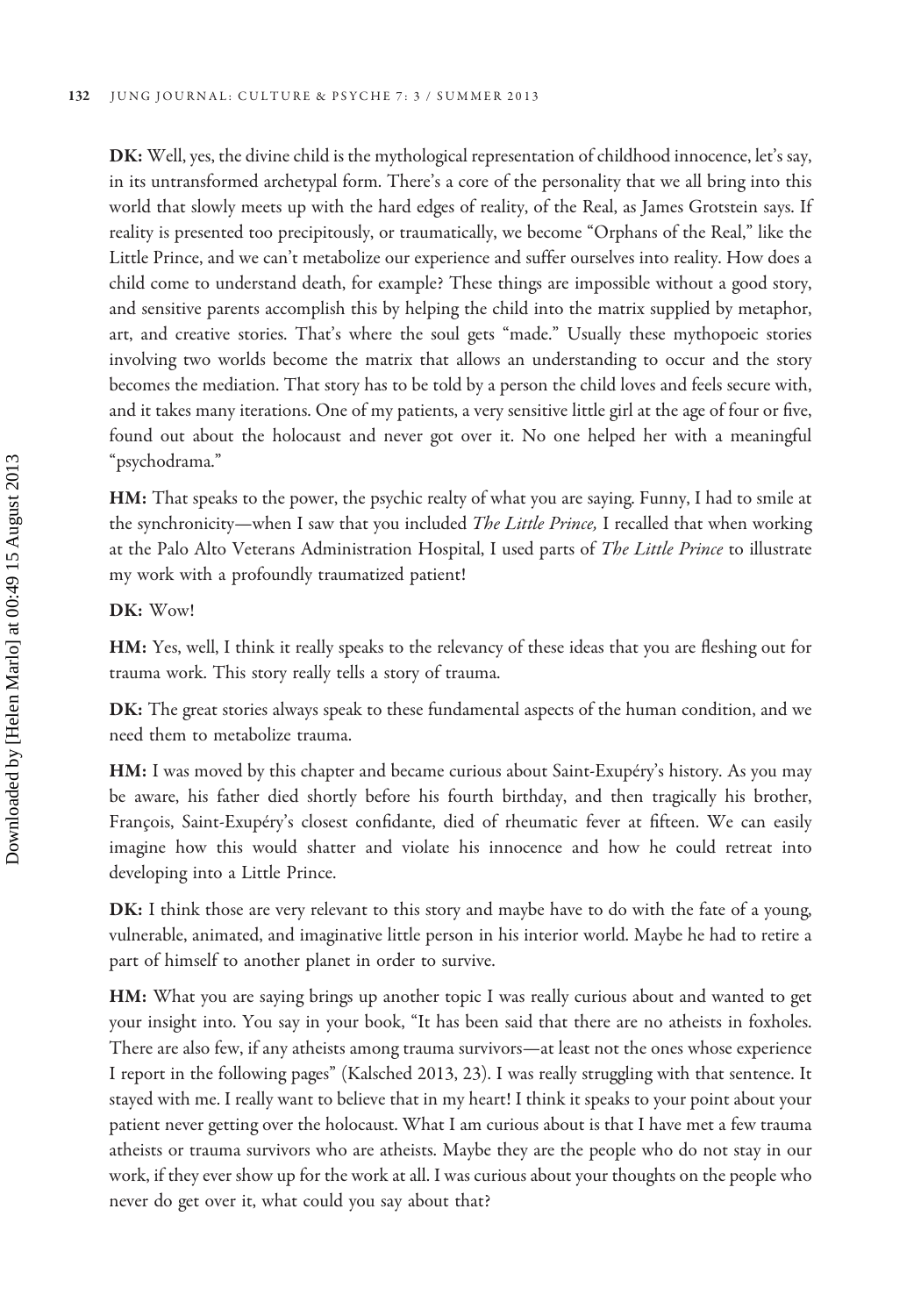**DK:** Well, yes, the divine child is the mythological representation of childhood innocence, let's say, in its untransformed archetypal form. There's a core of the personality that we all bring into this world that slowly meets up with the hard edges of reality, of the Real, as James Grotstein says. If reality is presented too precipitously, or traumatically, we become "Orphans of the Real," like the Little Prince, and we can't metabolize our experience and suffer ourselves into reality. How does a child come to understand death, for example? These things are impossible without a good story, and sensitive parents accomplish this by helping the child into the matrix supplied by metaphor, art, and creative stories. That's where the soul gets "made." Usually these mythopoeic stories involving two worlds become the matrix that allows an understanding to occur and the story becomes the mediation. That story has to be told by a person the child loves and feels secure with, and it takes many iterations. One of my patients, a very sensitive little girl at the age of four or five, found out about the holocaust and never got over it. No one helped her with a meaningful "psychodrama."

**HM:** That speaks to the power, the psychic realty of what you are saying. Funny, I had to smile at the synchronicity—when I saw that you included *The Little Prince,* I recalled that when working at the Palo Alto Veterans Administration Hospital, I used parts of *The Little Prince* to illustrate my work with a profoundly traumatized patient!

**DK:** Wow!

**HM:** Yes, well, I think it really speaks to the relevancy of these ideas that you are fleshing out for trauma work. This story really tells a story of trauma.

**DK:** The great stories always speak to these fundamental aspects of the human condition, and we need them to metabolize trauma.

**HM:** I was moved by this chapter and became curious about Saint-Exupéry's history. As you may be aware, his father died shortly before his fourth birthday, and then tragically his brother, François, Saint-Exupéry's closest confidante, died of rheumatic fever at fifteen. We can easily imagine how this would shatter and violate his innocence and how he could retreat into developing into a Little Prince.

**DK:** I think those are very relevant to this story and maybe have to do with the fate of a young, vulnerable, animated, and imaginative little person in his interior world. Maybe he had to retire a part of himself to another planet in order to survive.

**HM:** What you are saying brings up another topic I was really curious about and wanted to get your insight into. You say in your book, "It has been said that there are no atheists in foxholes. There are also few, if any atheists among trauma survivors—at least not the ones whose experience I report in the following pages" (Kalsched 2013, 23). I was really struggling with that sentence. It stayed with me. I really want to believe that in my heart! I think it speaks to your point about your patient never getting over the holocaust. What I am curious about is that I have met a few trauma atheists or trauma survivors who are atheists. Maybe they are the people who do not stay in our work, if they ever show up for the work at all. I was curious about your thoughts on the people who never do get over it, what could you say about that?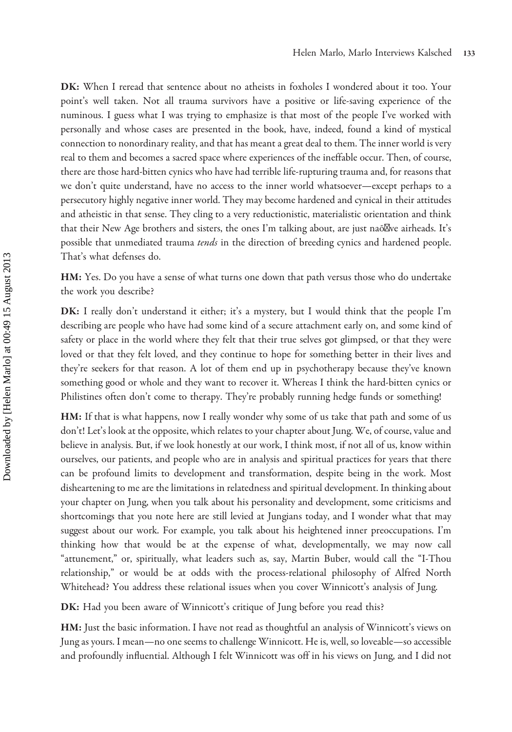**DK:** When I reread that sentence about no atheists in foxholes I wondered about it too. Your point's well taken. Not all trauma survivors have a positive or life-saving experience of the numinous. I guess what I was trying to emphasize is that most of the people I've worked with personally and whose cases are presented in the book, have, indeed, found a kind of mystical connection to nonordinary reality, and that has meant a great deal to them. The inner world is very real to them and becomes a sacred space where experiences of the ineffable occur. Then, of course, there are those hard-bitten cynics who have had terrible life-rupturing trauma and, for reasons that we don't quite understand, have no access to the inner world whatsoever—except perhaps to a persecutory highly negative inner world. They may become hardened and cynical in their attitudes and atheistic in that sense. They cling to a very reductionistic, materialistic orientation and think that their New Age brothers and sisters, the ones I'm talking about, are just naõ�ve airheads. It's possible that unmediated trauma *tends* in the direction of breeding cynics and hardened people. That's what defenses do.

**HM:** Yes. Do you have a sense of what turns one down that path versus those who do undertake the work you describe?

**DK:** I really don't understand it either; it's a mystery, but I would think that the people I'm describing are people who have had some kind of a secure attachment early on, and some kind of safety or place in the world where they felt that their true selves got glimpsed, or that they were loved or that they felt loved, and they continue to hope for something better in their lives and they're seekers for that reason. A lot of them end up in psychotherapy because they've known something good or whole and they want to recover it. Whereas I think the hard-bitten cynics or Philistines often don't come to therapy. They're probably running hedge funds or something!

**HM:** If that is what happens, now I really wonder why some of us take that path and some of us don't! Let's look at the opposite, which relates to your chapter about Jung. We, of course, value and believe in analysis. But, if we look honestly at our work, I think most, if not all of us, know within ourselves, our patients, and people who are in analysis and spiritual practices for years that there can be profound limits to development and transformation, despite being in the work. Most disheartening to me are the limitations in relatedness and spiritual development. In thinking about your chapter on Jung, when you talk about his personality and development, some criticisms and shortcomings that you note here are still levied at Jungians today, and I wonder what that may suggest about our work. For example, you talk about his heightened inner preoccupations. I'm thinking how that would be at the expense of what, developmentally, we may now call "attunement," or, spiritually, what leaders such as, say, Martin Buber, would call the "I-Thou relationship," or would be at odds with the process-relational philosophy of Alfred North Whitehead? You address these relational issues when you cover Winnicott's analysis of Jung.

**DK:** Had you been aware of Winnicott's critique of Jung before you read this?

**HM:** Just the basic information. I have not read as thoughtful an analysis of Winnicott's views on Jung as yours. I mean—no one seems to challenge Winnicott. He is, well, so loveable—so accessible and profoundly influential. Although I felt Winnicott was off in his views on Jung, and I did not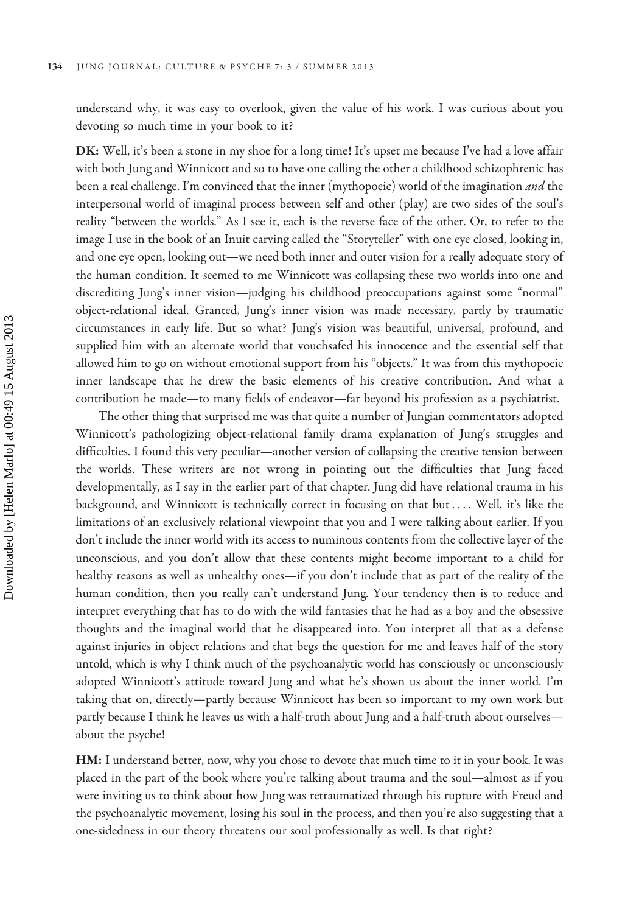understand why, it was easy to overlook, given the value of his work. I was curious about you devoting so much time in your book to it?

**DK:** Well, it's been a stone in my shoe for a long time! It's upset me because I've had a love affair with both Jung and Winnicott and so to have one calling the other a childhood schizophrenic has been a real challenge. I'm convinced that the inner (mythopoeic) world of the imagination *and* the interpersonal world of imaginal process between self and other (play) are two sides of the soul's reality "between the worlds." As I see it, each is the reverse face of the other. Or, to refer to the image I use in the book of an Inuit carving called the "Storyteller" with one eye closed, looking in, and one eye open, looking out—we need both inner and outer vision for a really adequate story of the human condition. It seemed to me Winnicott was collapsing these two worlds into one and discrediting Jung's inner vision—judging his childhood preoccupations against some "normal" object-relational ideal. Granted, Jung's inner vision was made necessary, partly by traumatic circumstances in early life. But so what? Jung's vision was beautiful, universal, profound, and supplied him with an alternate world that vouchsafed his innocence and the essential self that allowed him to go on without emotional support from his "objects." It was from this mythopoeic inner landscape that he drew the basic elements of his creative contribution. And what a contribution he made—to many fields of endeavor—far beyond his profession as a psychiatrist.

The other thing that surprised me was that quite a number of Jungian commentators adopted Winnicott's pathologizing object-relational family drama explanation of Jung's struggles and difficulties. I found this very peculiar—another version of collapsing the creative tension between the worlds. These writers are not wrong in pointing out the difficulties that Jung faced developmentally, as I say in the earlier part of that chapter. Jung did have relational trauma in his background, and Winnicott is technically correct in focusing on that but . . . . Well, it's like the limitations of an exclusively relational viewpoint that you and I were talking about earlier. If you don't include the inner world with its access to numinous contents from the collective layer of the unconscious, and you don't allow that these contents might become important to a child for healthy reasons as well as unhealthy ones—if you don't include that as part of the reality of the human condition, then you really can't understand Jung. Your tendency then is to reduce and interpret everything that has to do with the wild fantasies that he had as a boy and the obsessive thoughts and the imaginal world that he disappeared into. You interpret all that as a defense against injuries in object relations and that begs the question for me and leaves half of the story untold, which is why I think much of the psychoanalytic world has consciously or unconsciously adopted Winnicott's attitude toward Jung and what he's shown us about the inner world. I'm taking that on, directly—partly because Winnicott has been so important to my own work but partly because I think he leaves us with a half-truth about Jung and a half-truth about ourselves—about the psyche!

**HM:** I understand better, now, why you chose to devote that much time to it in your book. It was placed in the part of the book where you're talking about trauma and the soul—almost as if you were inviting us to think about how Jung was retraumatized through his rupture with Freud and the psychoanalytic movement, losing his soul in the process, and then you're also suggesting that a one-sidedness in our theory threatens our soul professionally as well. Is that right?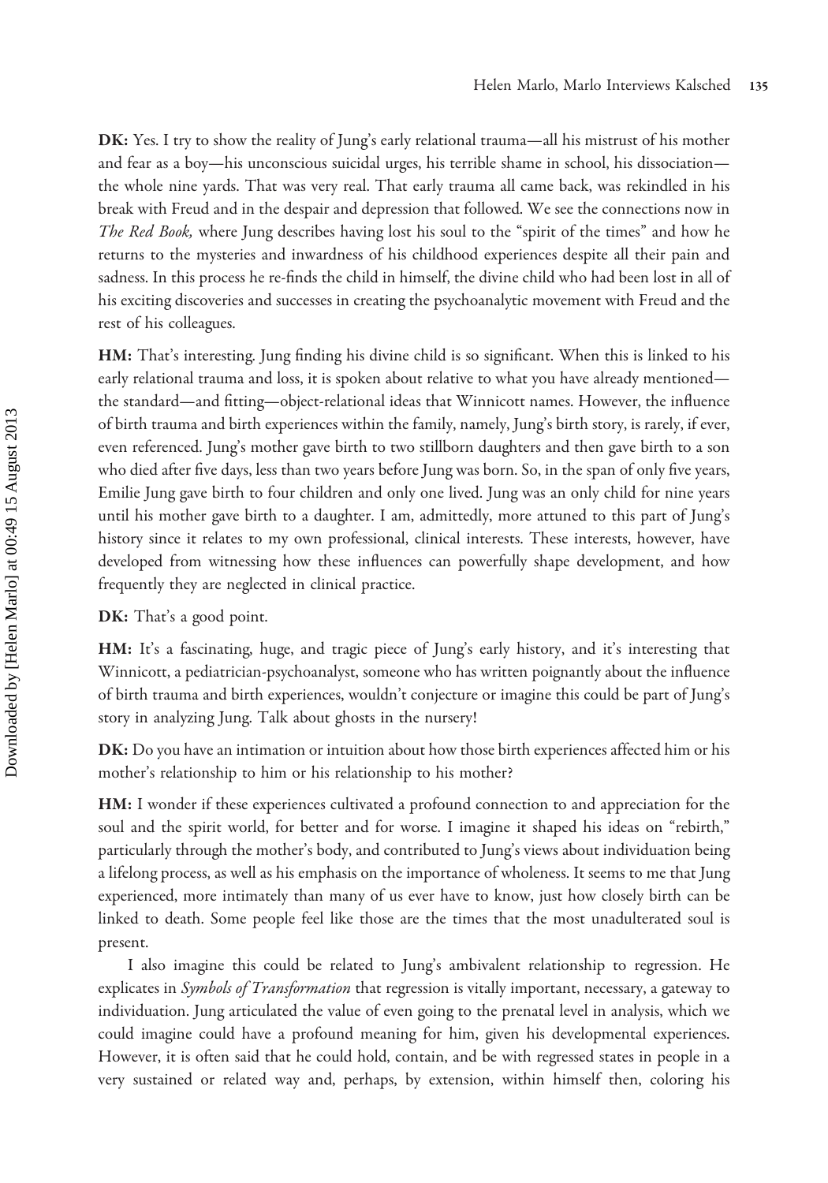**DK:** Yes. I try to show the reality of Jung's early relational trauma—all his mistrust of his mother and fear as a boy—his unconscious suicidal urges, his terrible shame in school, his dissociation—the whole nine yards. That was very real. That early trauma all came back, was rekindled in his break with Freud and in the despair and depression that followed. We see the connections now in *The Red Book,* where Jung describes having lost his soul to the "spirit of the times" and how he returns to the mysteries and inwardness of his childhood experiences despite all their pain and sadness. In this process he re-finds the child in himself, the divine child who had been lost in all of his exciting discoveries and successes in creating the psychoanalytic movement with Freud and the rest of his colleagues.

**HM:** That's interesting. Jung finding his divine child is so significant. When this is linked to his early relational trauma and loss, it is spoken about relative to what you have already mentioned—the standard—and fitting—object-relational ideas that Winnicott names. However, the influence of birth trauma and birth experiences within the family, namely, Jung's birth story, is rarely, if ever, even referenced. Jung's mother gave birth to two stillborn daughters and then gave birth to a son who died after five days, less than two years before Jung was born. So, in the span of only five years, Emilie Jung gave birth to four children and only one lived. Jung was an only child for nine years until his mother gave birth to a daughter. I am, admittedly, more attuned to this part of Jung's history since it relates to my own professional, clinical interests. These interests, however, have developed from witnessing how these influences can powerfully shape development, and how frequently they are neglected in clinical practice.

**DK:** That's a good point.

**HM:** It's a fascinating, huge, and tragic piece of Jung's early history, and it's interesting that Winnicott, a pediatrician-psychoanalyst, someone who has written poignantly about the influence of birth trauma and birth experiences, wouldn't conjecture or imagine this could be part of Jung's story in analyzing Jung. Talk about ghosts in the nursery!

**DK:** Do you have an intimation or intuition about how those birth experiences affected him or his mother's relationship to him or his relationship to his mother?

**HM:** I wonder if these experiences cultivated a profound connection to and appreciation for the soul and the spirit world, for better and for worse. I imagine it shaped his ideas on "rebirth," particularly through the mother's body, and contributed to Jung's views about individuation being a lifelong process, as well as his emphasis on the importance of wholeness. It seems to me that Jung experienced, more intimately than many of us ever have to know, just how closely birth can be linked to death. Some people feel like those are the times that the most unadulterated soul is present.

I also imagine this could be related to Jung's ambivalent relationship to regression. He explicates in *Symbols of Transformation* that regression is vitally important, necessary, a gateway to individuation. Jung articulated the value of even going to the prenatal level in analysis, which we could imagine could have a profound meaning for him, given his developmental experiences. However, it is often said that he could hold, contain, and be with regressed states in people in a very sustained or related way and, perhaps, by extension, within himself then, coloring his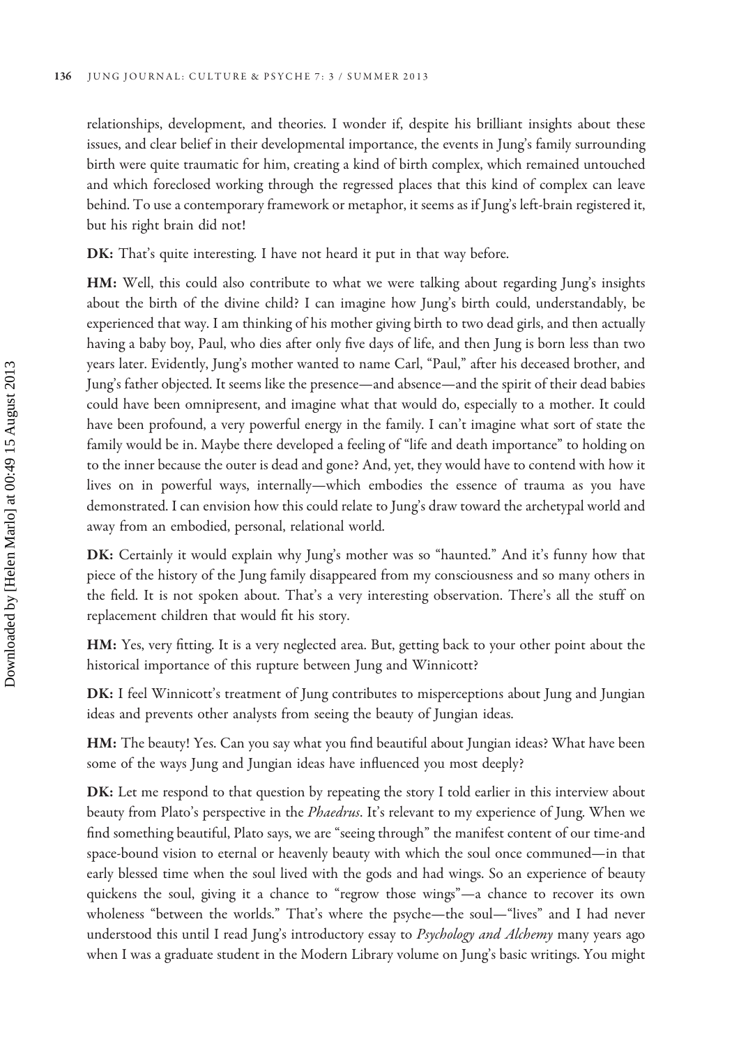relationships, development, and theories. I wonder if, despite his brilliant insights about these issues, and clear belief in their developmental importance, the events in Jung's family surrounding birth were quite traumatic for him, creating a kind of birth complex, which remained untouched and which foreclosed working through the regressed places that this kind of complex can leave behind. To use a contemporary framework or metaphor, it seems as if Jung's left-brain registered it, but his right brain did not!

**DK:** That's quite interesting. I have not heard it put in that way before.

**HM:** Well, this could also contribute to what we were talking about regarding Jung's insights about the birth of the divine child? I can imagine how Jung's birth could, understandably, be experienced that way. I am thinking of his mother giving birth to two dead girls, and then actually having a baby boy, Paul, who dies after only five days of life, and then Jung is born less than two years later. Evidently, Jung's mother wanted to name Carl, "Paul," after his deceased brother, and Jung's father objected. It seems like the presence—and absence—and the spirit of their dead babies could have been omnipresent, and imagine what that would do, especially to a mother. It could have been profound, a very powerful energy in the family. I can't imagine what sort of state the family would be in. Maybe there developed a feeling of "life and death importance" to holding on to the inner because the outer is dead and gone? And, yet, they would have to contend with how it lives on in powerful ways, internally—which embodies the essence of trauma as you have demonstrated. I can envision how this could relate to Jung's draw toward the archetypal world and away from an embodied, personal, relational world.

**DK:** Certainly it would explain why Jung's mother was so "haunted." And it's funny how that piece of the history of the Jung family disappeared from my consciousness and so many others in the field. It is not spoken about. That's a very interesting observation. There's all the stuff on replacement children that would fit his story.

**HM:** Yes, very fitting. It is a very neglected area. But, getting back to your other point about the historical importance of this rupture between Jung and Winnicott?

**DK:** I feel Winnicott's treatment of Jung contributes to misperceptions about Jung and Jungian ideas and prevents other analysts from seeing the beauty of Jungian ideas.

**HM:** The beauty! Yes. Can you say what you find beautiful about Jungian ideas? What have been some of the ways Jung and Jungian ideas have influenced you most deeply?

**DK:** Let me respond to that question by repeating the story I told earlier in this interview about beauty from Plato's perspective in the *Phaedrus*. It's relevant to my experience of Jung. When we find something beautiful, Plato says, we are "seeing through" the manifest content of our time-and space-bound vision to eternal or heavenly beauty with which the soul once communed—in that early blessed time when the soul lived with the gods and had wings. So an experience of beauty quickens the soul, giving it a chance to "regrow those wings"—a chance to recover its own wholeness "between the worlds." That's where the psyche—the soul—"lives" and I had never understood this until I read Jung's introductory essay to *Psychology and Alchemy* many years ago when I was a graduate student in the Modern Library volume on Jung's basic writings. You might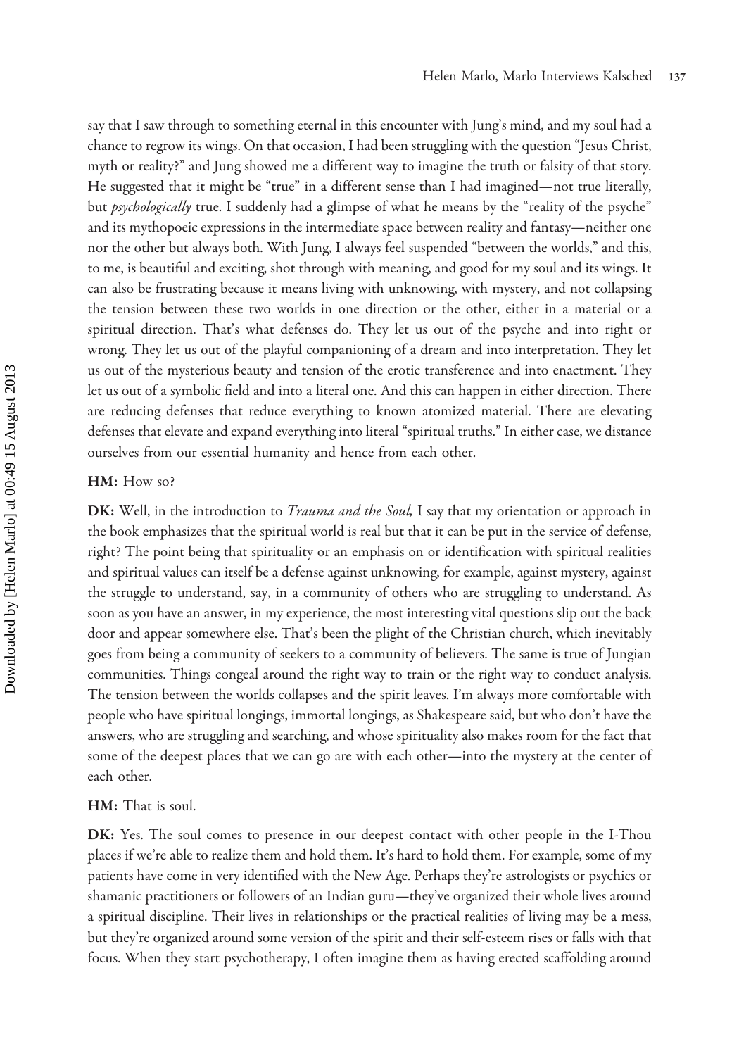say that I saw through to something eternal in this encounter with Jung's mind, and my soul had a chance to regrow its wings. On that occasion, I had been struggling with the question "Jesus Christ, myth or reality?" and Jung showed me a different way to imagine the truth or falsity of that story. He suggested that it might be "true" in a different sense than I had imagined—not true literally, but *psychologically* true. I suddenly had a glimpse of what he means by the "reality of the psyche" and its mythopoeic expressions in the intermediate space between reality and fantasy—neither one nor the other but always both. With Jung, I always feel suspended "between the worlds," and this, to me, is beautiful and exciting, shot through with meaning, and good for my soul and its wings. It can also be frustrating because it means living with unknowing, with mystery, and not collapsing the tension between these two worlds in one direction or the other, either in a material or a spiritual direction. That's what defenses do. They let us out of the psyche and into right or wrong. They let us out of the playful companioning of a dream and into interpretation. They let us out of the mysterious beauty and tension of the erotic transference and into enactment. They let us out of a symbolic field and into a literal one. And this can happen in either direction. There are reducing defenses that reduce everything to known atomized material. There are elevating defenses that elevate and expand everything into literal "spiritual truths." In either case, we distance ourselves from our essential humanity and hence from each other.

**HM:** How so?

**DK:** Well, in the introduction to *Trauma and the Soul,* I say that my orientation or approach in the book emphasizes that the spiritual world is real but that it can be put in the service of defense, right? The point being that spirituality or an emphasis on or identification with spiritual realities and spiritual values can itself be a defense against unknowing, for example, against mystery, against the struggle to understand, say, in a community of others who are struggling to understand. As soon as you have an answer, in my experience, the most interesting vital questions slip out the back door and appear somewhere else. That's been the plight of the Christian church, which inevitably goes from being a community of seekers to a community of believers. The same is true of Jungian communities. Things congeal around the right way to train or the right way to conduct analysis. The tension between the worlds collapses and the spirit leaves. I'm always more comfortable with people who have spiritual longings, immortal longings, as Shakespeare said, but who don't have the answers, who are struggling and searching, and whose spirituality also makes room for the fact that some of the deepest places that we can go are with each other—into the mystery at the center of each other.

**HM:** That is soul.

**DK:** Yes. The soul comes to presence in our deepest contact with other people in the I-Thou places if we're able to realize them and hold them. It's hard to hold them. For example, some of my patients have come in very identified with the New Age. Perhaps they're astrologists or psychics or shamanic practitioners or followers of an Indian guru—they've organized their whole lives around a spiritual discipline. Their lives in relationships or the practical realities of living may be a mess, but they're organized around some version of the spirit and their self-esteem rises or falls with that focus. When they start psychotherapy, I often imagine them as having erected scaffolding around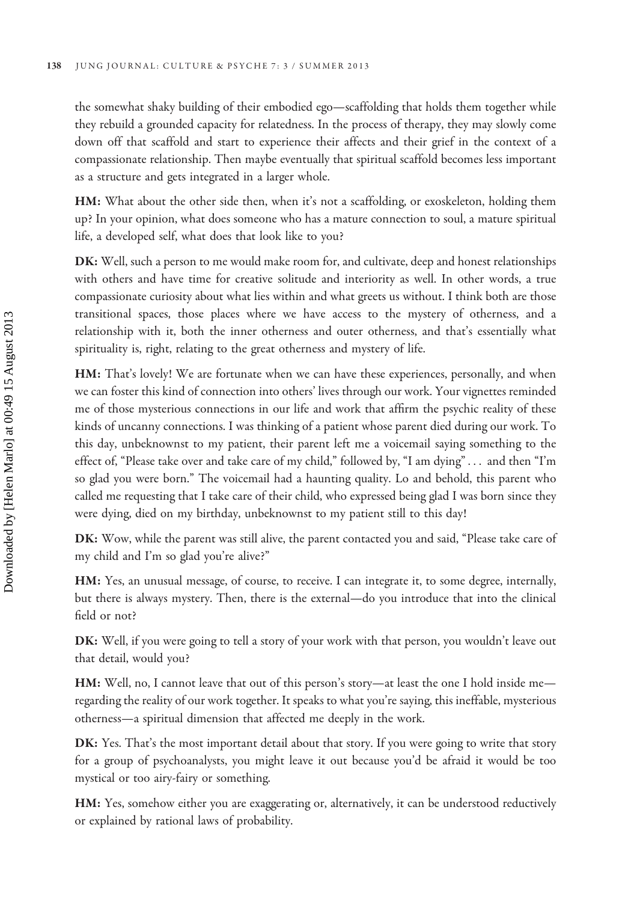the somewhat shaky building of their embodied ego—scaffolding that holds them together while they rebuild a grounded capacity for relatedness. In the process of therapy, they may slowly come down off that scaffold and start to experience their affects and their grief in the context of a compassionate relationship. Then maybe eventually that spiritual scaffold becomes less important as a structure and gets integrated in a larger whole.

**HM:** What about the other side then, when it's not a scaffolding, or exoskeleton, holding them up? In your opinion, what does someone who has a mature connection to soul, a mature spiritual life, a developed self, what does that look like to you?

**DK:** Well, such a person to me would make room for, and cultivate, deep and honest relationships with others and have time for creative solitude and interiority as well. In other words, a true compassionate curiosity about what lies within and what greets us without. I think both are those transitional spaces, those places where we have access to the mystery of otherness, and a relationship with it, both the inner otherness and outer otherness, and that's essentially what spirituality is, right, relating to the great otherness and mystery of life.

**HM:** That's lovely! We are fortunate when we can have these experiences, personally, and when we can foster this kind of connection into others' lives through our work. Your vignettes reminded me of those mysterious connections in our life and work that affirm the psychic reality of these kinds of uncanny connections. I was thinking of a patient whose parent died during our work. To this day, unbeknownst to my patient, their parent left me a voicemail saying something to the effect of, "Please take over and take care of my child," followed by, "I am dying" . . . and then "I'm so glad you were born." The voicemail had a haunting quality. Lo and behold, this parent who called me requesting that I take care of their child, who expressed being glad I was born since they were dying, died on my birthday, unbeknownst to my patient still to this day!

**DK:** Wow, while the parent was still alive, the parent contacted you and said, "Please take care of my child and I'm so glad you're alive?"

**HM:** Yes, an unusual message, of course, to receive. I can integrate it, to some degree, internally, but there is always mystery. Then, there is the external—do you introduce that into the clinical field or not?

**DK:** Well, if you were going to tell a story of your work with that person, you wouldn't leave out that detail, would you?

**HM:** Well, no, I cannot leave that out of this person's story—at least the one I hold inside me—regarding the reality of our work together. It speaks to what you're saying, this ineffable, mysterious otherness—a spiritual dimension that affected me deeply in the work.

**DK:** Yes. That's the most important detail about that story. If you were going to write that story for a group of psychoanalysts, you might leave it out because you'd be afraid it would be too mystical or too airy-fairy or something.

**HM:** Yes, somehow either you are exaggerating or, alternatively, it can be understood reductively or explained by rational laws of probability.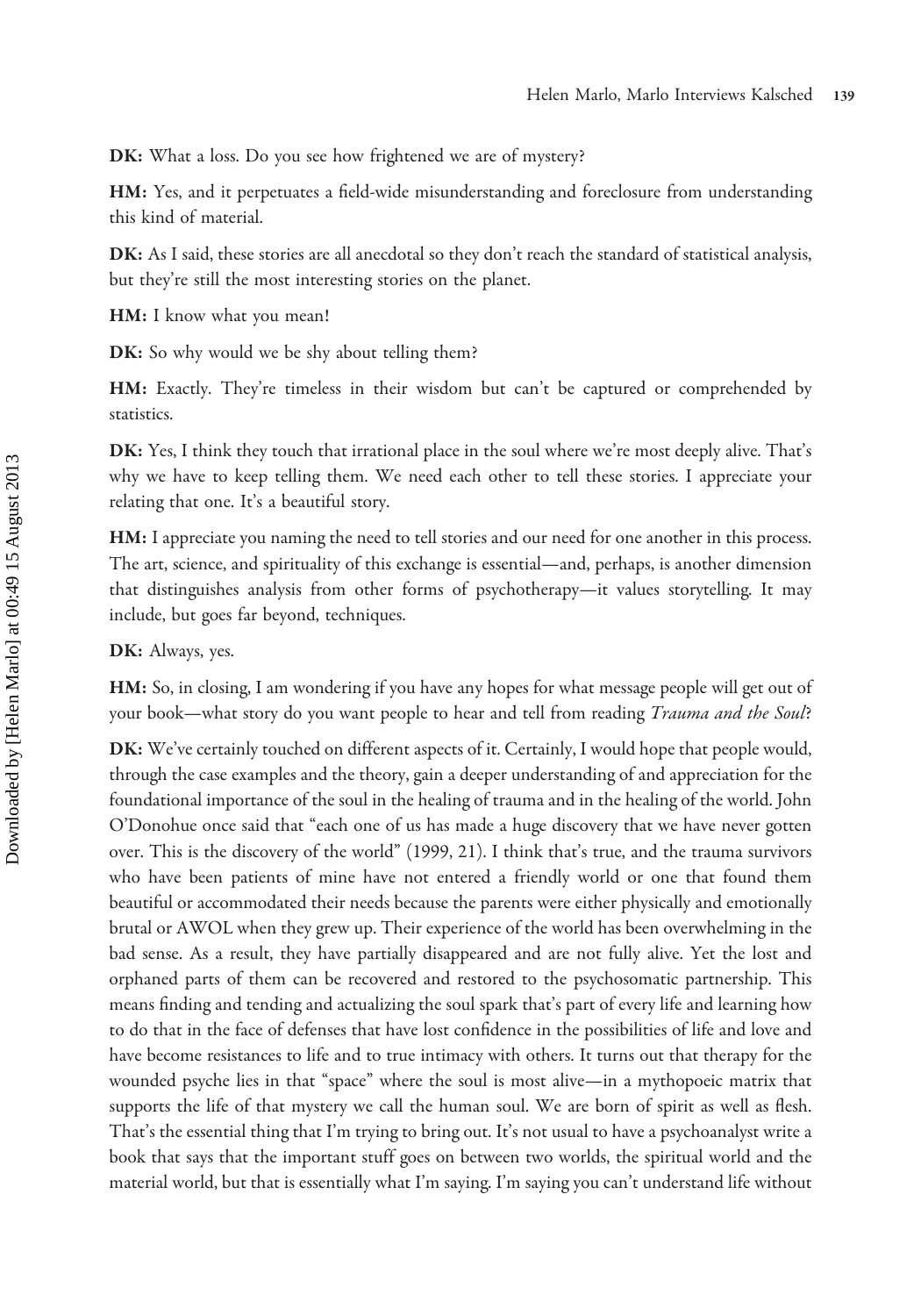**DK:** What a loss. Do you see how frightened we are of mystery?

**HM:** Yes, and it perpetuates a field-wide misunderstanding and foreclosure from understanding this kind of material.

**DK:** As I said, these stories are all anecdotal so they don't reach the standard of statistical analysis, but they're still the most interesting stories on the planet.

**HM:** I know what you mean!

**DK:** So why would we be shy about telling them?

**HM:** Exactly. They're timeless in their wisdom but can't be captured or comprehended by statistics.

**DK:** Yes, I think they touch that irrational place in the soul where we're most deeply alive. That's why we have to keep telling them. We need each other to tell these stories. I appreciate your relating that one. It's a beautiful story.

**HM:** I appreciate you naming the need to tell stories and our need for one another in this process. The art, science, and spirituality of this exchange is essential—and, perhaps, is another dimension that distinguishes analysis from other forms of psychotherapy—it values storytelling. It may include, but goes far beyond, techniques.

**DK:** Always, yes.

**HM:** So, in closing, I am wondering if you have any hopes for what message people will get out of your book—what story do you want people to hear and tell from reading *Trauma and the Soul*?

**DK:** We've certainly touched on different aspects of it. Certainly, I would hope that people would, through the case examples and the theory, gain a deeper understanding of and appreciation for the foundational importance of the soul in the healing of trauma and in the healing of the world. John O'Donohue once said that "each one of us has made a huge discovery that we have never gotten over. This is the discovery of the world" (1999, 21). I think that's true, and the trauma survivors who have been patients of mine have not entered a friendly world or one that found them beautiful or accommodated their needs because the parents were either physically and emotionally brutal or AWOL when they grew up. Their experience of the world has been overwhelming in the bad sense. As a result, they have partially disappeared and are not fully alive. Yet the lost and orphaned parts of them can be recovered and restored to the psychosomatic partnership. This means finding and tending and actualizing the soul spark that's part of every life and learning how to do that in the face of defenses that have lost confidence in the possibilities of life and love and have become resistances to life and to true intimacy with others. It turns out that therapy for the wounded psyche lies in that "space" where the soul is most alive—in a mythopoeic matrix that supports the life of that mystery we call the human soul. We are born of spirit as well as flesh. That's the essential thing that I'm trying to bring out. It's not usual to have a psychoanalyst write a book that says that the important stuff goes on between two worlds, the spiritual world and the material world, but that is essentially what I'm saying. I'm saying you can't understand life without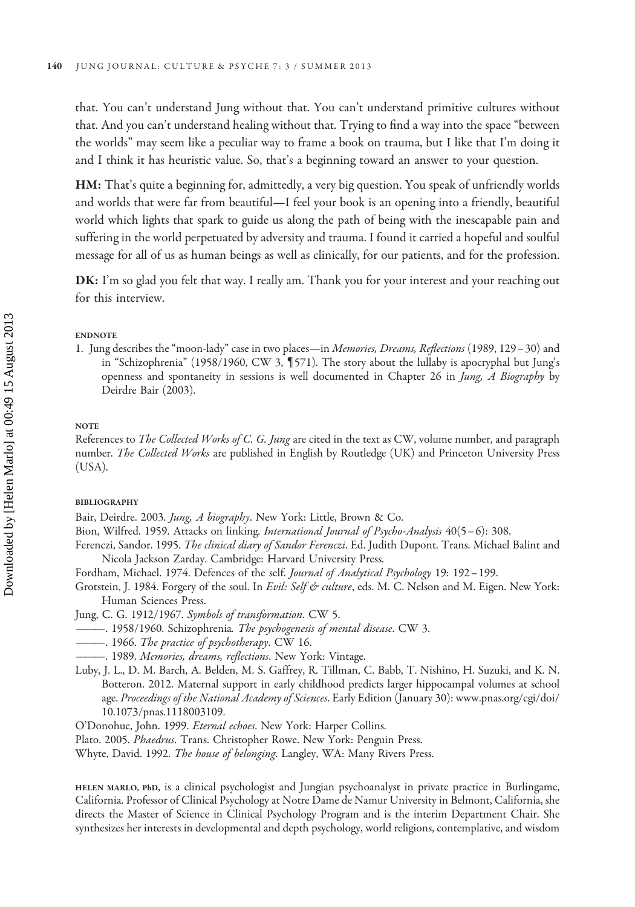that. You can't understand Jung without that. You can't understand primitive cultures without that. And you can't understand healing without that. Trying to find a way into the space "between the worlds" may seem like a peculiar way to frame a book on trauma, but I like that I'm doing it and I think it has heuristic value. So, that's a beginning toward an answer to your question.

**HM:** That's quite a beginning for, admittedly, a very big question. You speak of unfriendly worlds and worlds that were far from beautiful—I feel your book is an opening into a friendly, beautiful world which lights that spark to guide us along the path of being with the inescapable pain and suffering in the world perpetuated by adversity and trauma. I found it carried a hopeful and soulful message for all of us as human beings as well as clinically, for our patients, and for the profession.

**DK:** I'm so glad you felt that way. I really am. Thank you for your interest and your reaching out for this interview.

#### ENDNOTE

1. Jung describes the "moon-lady" case in two places—in *Memories, Dreams, Reflections* (1989, 129–30) and in "Schizophrenia" (1958/1960, CW 3, ¶571). The story about the lullaby is apocryphal but Jung's openness and spontaneity in sessions is well documented in Chapter 26 in *Jung, A Biography* by Deirdre Bair (2003).

#### NOTE

References to *The Collected Works of C. G. Jung* are cited in the text as CW, volume number, and paragraph number. *The Collected Works* are published in English by Routledge (UK) and Princeton University Press (USA).

#### BIBLIOGRAPHY

Bair, Deirdre. 2003. *Jung, A biography*. New York: Little, Brown & Co.

Bion, Wilfred. 1959. Attacks on linking. *International Journal of Psycho-Analysis* 40(5–6): 308.

Ferenczi, Sandor. 1995. *The clinical diary of Sandor Ferenczi*. Ed. Judith Dupont. Trans. Michael Balint and Nicola Jackson Zarday. Cambridge: Harvard University Press.

Fordham, Michael. 1974. Defences of the self. *Journal of Analytical Psychology* 19: 192–199.

Grotstein, J. 1984. Forgery of the soul. In *Evil: Self & culture*, eds. M. C. Nelson and M. Eigen. New York: Human Sciences Press.

Jung, C. G. 1912/1967. *Symbols of transformation*. CW 5.

———. 1958/1960. Schizophrenia. *The psychogenesis of mental disease*. CW 3.

———. 1966. *The practice of psychotherapy*. CW 16.

———. 1989. *Memories, dreams, reflections*. New York: Vintage.

Luby, J. L., D. M. Barch, A. Belden, M. S. Gaffrey, R. Tillman, C. Babb, T. Nishino, H. Suzuki, and K. N. Botteron. 2012. Maternal support in early childhood predicts larger hippocampal volumes at school age. *Proceedings of the National Academy of Sciences*. Early Edition (January 30): www.pnas.org/cgi/doi/10.1073/pnas.1118003109.

O'Donohue, John. 1999. *Eternal echoes*. New York: Harper Collins.

Plato. 2005. *Phaedrus*. Trans. Christopher Rowe. New York: Penguin Press.

Whyte, David. 1992. *The house of belonging*. Langley, WA: Many Rivers Press.

**HELEN MARLO, PhD**, is a clinical psychologist and Jungian psychoanalyst in private practice in Burlingame, California. Professor of Clinical Psychology at Notre Dame de Namur University in Belmont, California, she directs the Master of Science in Clinical Psychology Program and is the interim Department Chair. She synthesizes her interests in developmental and depth psychology, world religions, contemplative, and wisdom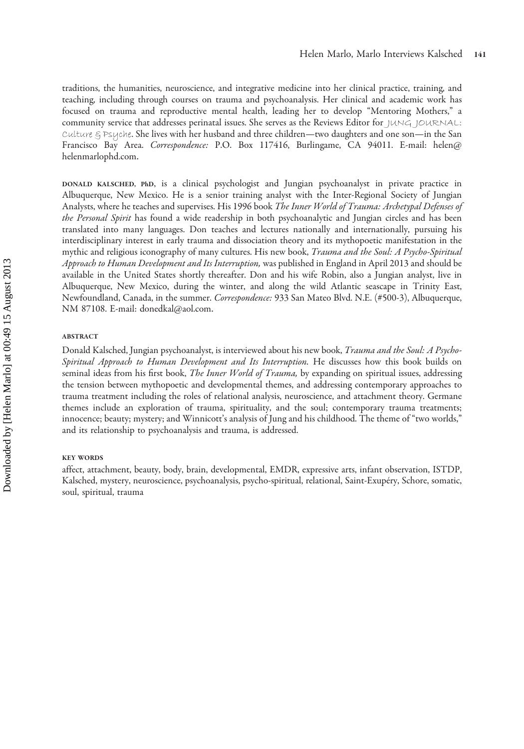traditions, the humanities, neuroscience, and integrative medicine into her clinical practice, training, and teaching, including through courses on trauma and psychoanalysis. Her clinical and academic work has focused on trauma and reproductive mental health, leading her to develop "Mentoring Mothers," a community service that addresses perinatal issues. She serves as the Reviews Editor for JUNG JOURNAL: Culture & Psyche. She lives with her husband and three children—two daughters and one son—in the San Francisco Bay Area. *Correspondence:* P.O. Box 117416, Burlingame, CA 94011. E-mail: helen@helenmarlophd.com.

DONALD KALSCHED, PhD, is a clinical psychologist and Jungian psychoanalyst in private practice in Albuquerque, New Mexico. He is a senior training analyst with the Inter-Regional Society of Jungian Analysts, where he teaches and supervises. His 1996 book *The Inner World of Trauma: Archetypal Defenses of the Personal Spirit* has found a wide readership in both psychoanalytic and Jungian circles and has been translated into many languages. Don teaches and lectures nationally and internationally, pursuing his interdisciplinary interest in early trauma and dissociation theory and its mythopoetic manifestation in the mythic and religious iconography of many cultures. His new book, *Trauma and the Soul: A Psycho-Spiritual Approach to Human Development and Its Interruption,* was published in England in April 2013 and should be available in the United States shortly thereafter. Don and his wife Robin, also a Jungian analyst, live in Albuquerque, New Mexico, during the winter, and along the wild Atlantic seascape in Trinity East, Newfoundland, Canada, in the summer. *Correspondence:* 933 San Mateo Blvd. N.E. (#500-3), Albuquerque, NM 87108. E-mail: donedkal@aol.com.

### ABSTRACT

Donald Kalsched, Jungian psychoanalyst, is interviewed about his new book, *Trauma and the Soul: A Psycho-Spiritual Approach to Human Development and Its Interruption.* He discusses how this book builds on seminal ideas from his first book, *The Inner World of Trauma,* by expanding on spiritual issues, addressing the tension between mythopoetic and developmental themes, and addressing contemporary approaches to trauma treatment including the roles of relational analysis, neuroscience, and attachment theory. Germane themes include an exploration of trauma, spirituality, and the soul; contemporary trauma treatments; innocence; beauty; mystery; and Winnicott's analysis of Jung and his childhood. The theme of "two worlds," and its relationship to psychoanalysis and trauma, is addressed.

### KEY WORDS

affect, attachment, beauty, body, brain, developmental, EMDR, expressive arts, infant observation, ISTDP, Kalsched, mystery, neuroscience, psychoanalysis, psycho-spiritual, relational, Saint-Exupéry, Schore, somatic, soul, spiritual, trauma